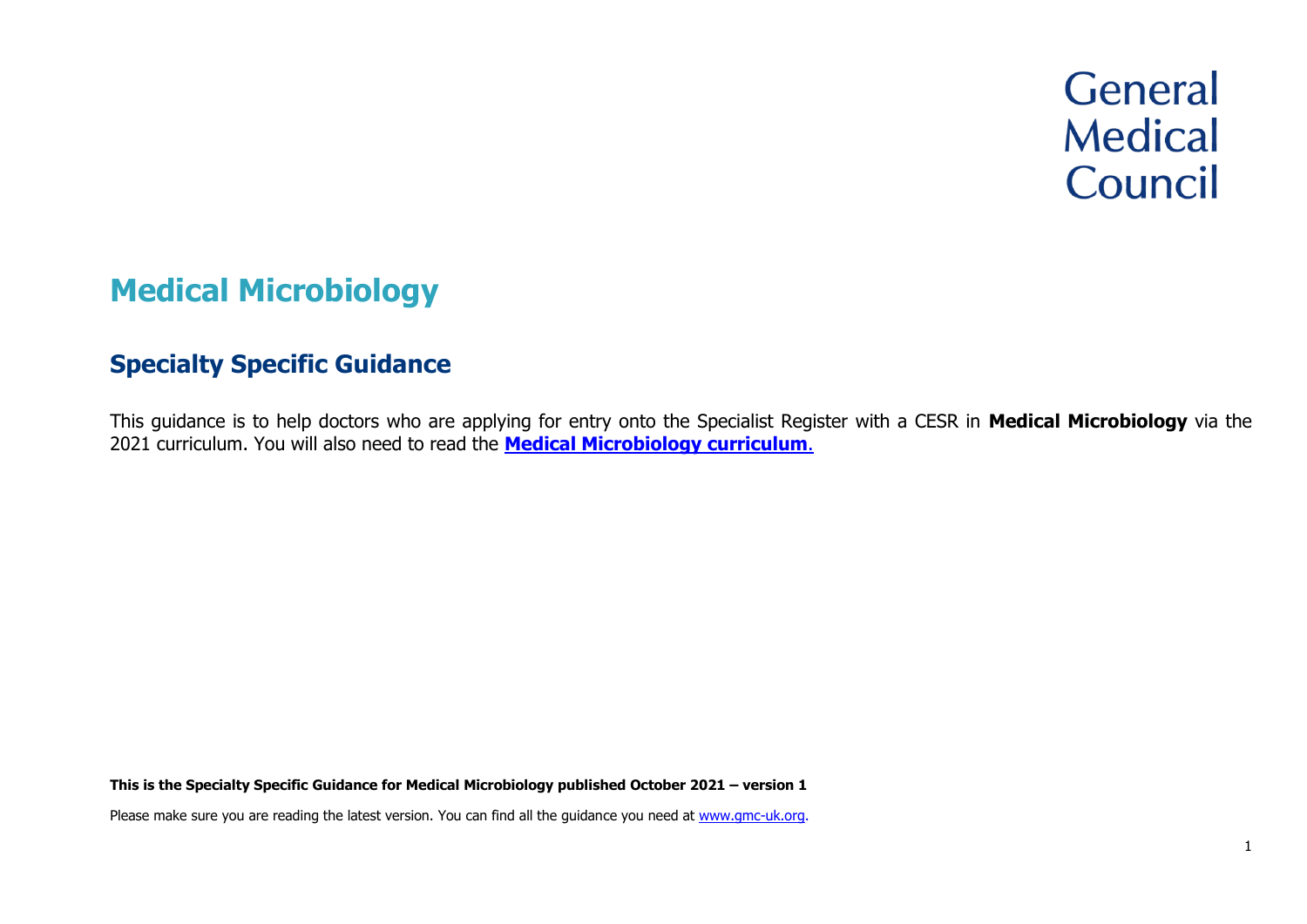General Medical Council

# Medical Microbiology

## Specialty Specific Guidance

This guidance is to help doctors who are applying for entry onto the Specialist Register with a CESR in **Medical Microbiology** via the 2021 curriculum. You will also need to read the **Medical Microbiology curriculum**.

**This is the Specialty Specific Guidance for Medical Microbiology published October 2021 – version 1**

Please make sure you are reading the latest version. You can find all the guidance you need at www.gmc-uk.org.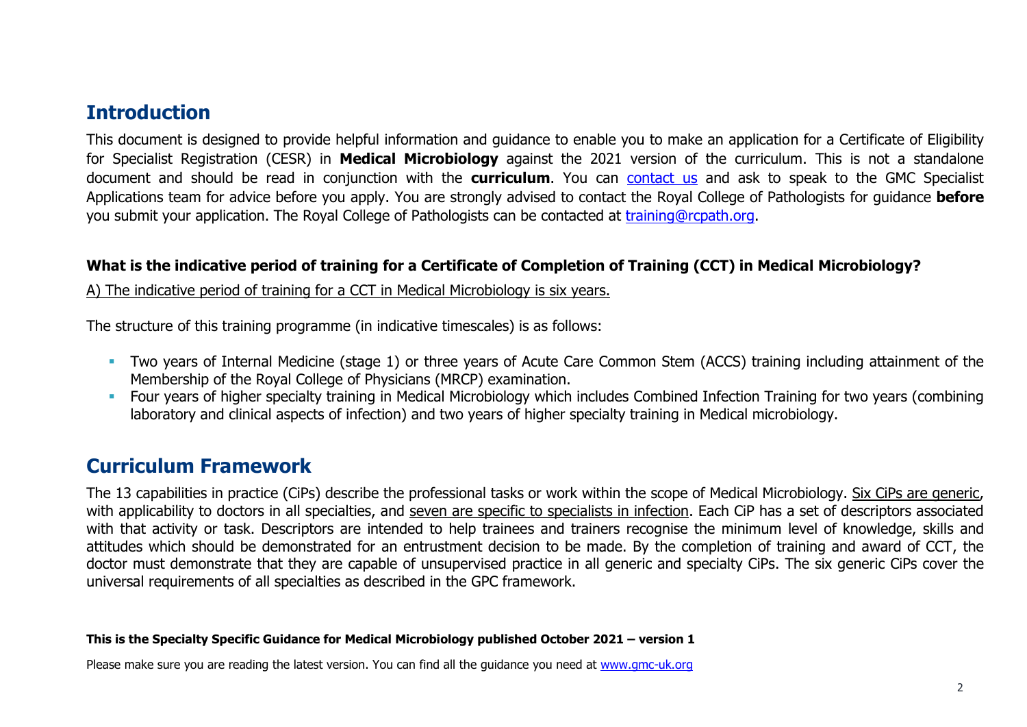## Introduction

This document is designed to provide helpful information and guidance to enable you to make an application for a Certificate of Eligibility for Specialist Registration (CESR) in **Medical Microbiology** against the 2021 version of the curriculum. This is not a standalone document and should be read in conjunction with the **curriculum**. You can [contact us](#) and ask to speak to the GMC Specialist Applications team for advice before you apply. You are strongly advised to contact the Royal College of Pathologists for guidance **before** you submit your application. The Royal College of Pathologists can be contacted at [training@rcpath.org](mailto:training@rcpath.org).

**What is the indicative period of training for a Certificate of Completion of Training (CCT) in Medical Microbiology?**

A) The indicative period of training for a CCT in Medical Microbiology is six years.

The structure of this training programme (in indicative timescales) is as follows:

- Two years of Internal Medicine (stage 1) or three years of Acute Care Common Stem (ACCS) training including attainment of the Membership of the Royal College of Physicians (MRCP) examination.
- Four years of higher specialty training in Medical Microbiology which includes Combined Infection Training for two years (combining laboratory and clinical aspects of infection) and two years of higher specialty training in Medical microbiology.

## Curriculum Framework

The 13 capabilities in practice (CiPs) describe the professional tasks or work within the scope of Medical Microbiology. Six CiPs are generic, with applicability to doctors in all specialties, and seven are specific to specialists in infection. Each CiP has a set of descriptors associated with that activity or task. Descriptors are intended to help trainees and trainers recognise the minimum level of knowledge, skills and attitudes which should be demonstrated for an entrustment decision to be made. By the completion of training and award of CCT, the doctor must demonstrate that they are capable of unsupervised practice in all generic and specialty CiPs. The six generic CiPs cover the universal requirements of all specialties as described in the GPC framework.

**This is the Specialty Specific Guidance for Medical Microbiology published October 2021 – version 1**

Please make sure you are reading the latest version. You can find all the guidance you need at [www.gmc-uk.org](http://www.gmc-uk.org)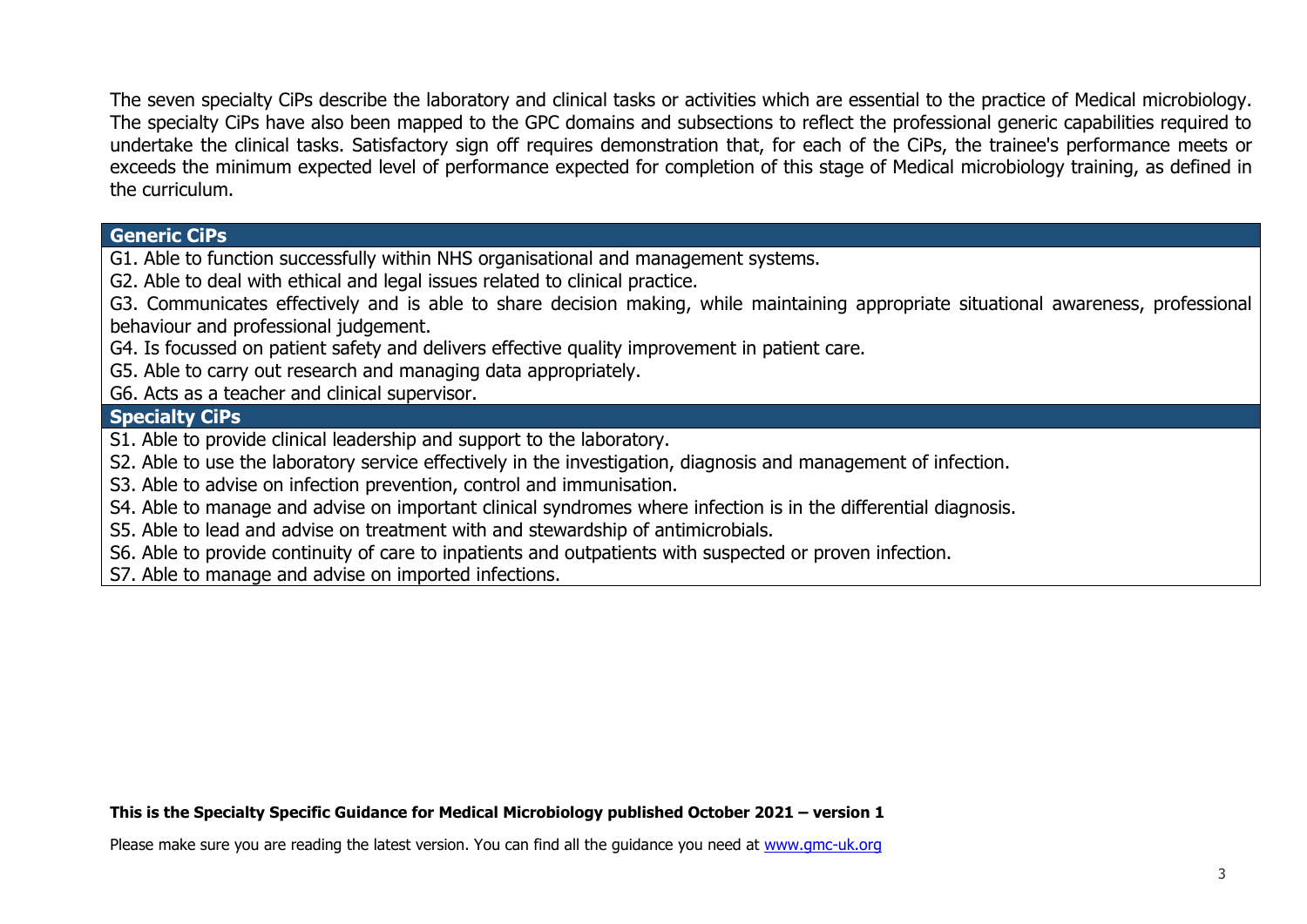The seven specialty CiPs describe the laboratory and clinical tasks or activities which are essential to the practice of Medical microbiology. The specialty CiPs have also been mapped to the GPC domains and subsections to reflect the professional generic capabilities required to undertake the clinical tasks. Satisfactory sign off requires demonstration that, for each of the CiPs, the trainee's performance meets or exceeds the minimum expected level of performance expected for completion of this stage of Medical microbiology training, as defined in the curriculum.

| **Generic CiPs** |
| --- |
| G1. Able to function successfully within NHS organisational and management systems. |
| G2. Able to deal with ethical and legal issues related to clinical practice. |
| G3. Communicates effectively and is able to share decision making, while maintaining appropriate situational awareness, professional behaviour and professional judgement. |
| G4. Is focussed on patient safety and delivers effective quality improvement in patient care. |
| G5. Able to carry out research and managing data appropriately. |
| G6. Acts as a teacher and clinical supervisor. |
| **Specialty CiPs** |
| S1. Able to provide clinical leadership and support to the laboratory. |
| S2. Able to use the laboratory service effectively in the investigation, diagnosis and management of infection. |
| S3. Able to advise on infection prevention, control and immunisation. |
| S4. Able to manage and advise on important clinical syndromes where infection is in the differential diagnosis. |
| S5. Able to lead and advise on treatment with and stewardship of antimicrobials. |
| S6. Able to provide continuity of care to inpatients and outpatients with suspected or proven infection. |
| S7. Able to manage and advise on imported infections. |

**This is the Specialty Specific Guidance for Medical Microbiology published October 2021 – version 1**

Please make sure you are reading the latest version. You can find all the guidance you need at [www.gmc-uk.org](www.gmc-uk.org)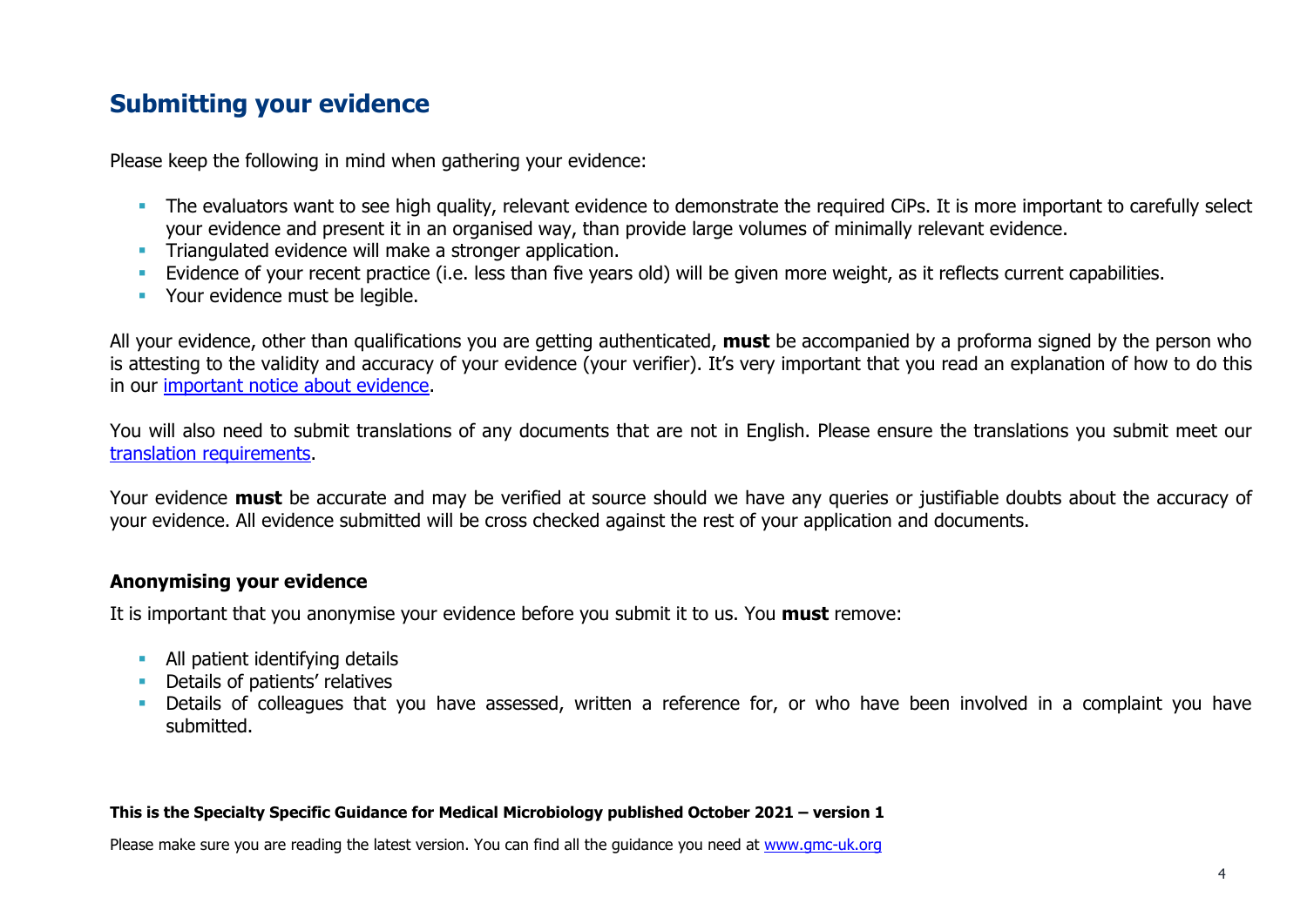## Submitting your evidence

Please keep the following in mind when gathering your evidence:

- The evaluators want to see high quality, relevant evidence to demonstrate the required CiPs. It is more important to carefully select your evidence and present it in an organised way, than provide large volumes of minimally relevant evidence.
- Triangulated evidence will make a stronger application.
- Evidence of your recent practice (i.e. less than five years old) will be given more weight, as it reflects current capabilities.
- Your evidence must be legible.

All your evidence, other than qualifications you are getting authenticated, **must** be accompanied by a proforma signed by the person who is attesting to the validity and accuracy of your evidence (your verifier). It's very important that you read an explanation of how to do this in our important notice about evidence.

You will also need to submit translations of any documents that are not in English. Please ensure the translations you submit meet our translation requirements.

Your evidence **must** be accurate and may be verified at source should we have any queries or justifiable doubts about the accuracy of your evidence. All evidence submitted will be cross checked against the rest of your application and documents.

### Anonymising your evidence

It is important that you anonymise your evidence before you submit it to us. You **must** remove:

- All patient identifying details
- Details of patients' relatives
- Details of colleagues that you have assessed, written a reference for, or who have been involved in a complaint you have submitted.

**This is the Specialty Specific Guidance for Medical Microbiology published October 2021 – version 1**

Please make sure you are reading the latest version. You can find all the guidance you need at www.gmc-uk.org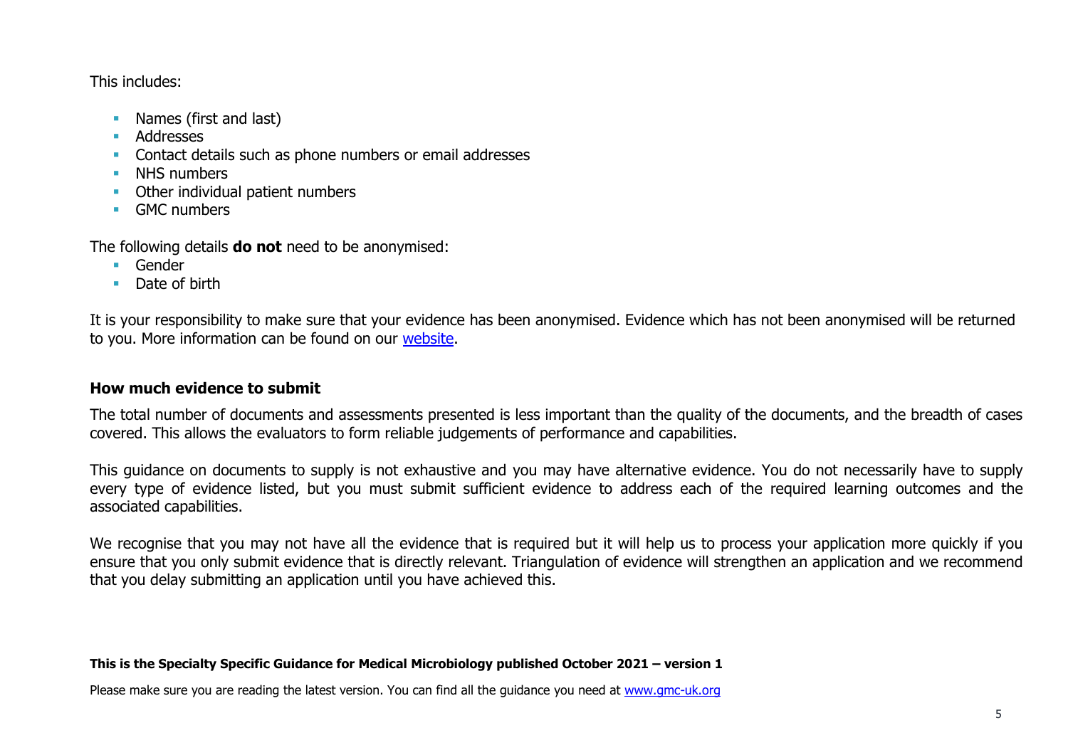This includes:

- Names (first and last)
- Addresses
- Contact details such as phone numbers or email addresses
- NHS numbers
- Other individual patient numbers
- GMC numbers

The following details **do not** need to be anonymised:

- Gender
- Date of birth

It is your responsibility to make sure that your evidence has been anonymised. Evidence which has not been anonymised will be returned to you. More information can be found on our [website](#).

## How much evidence to submit

The total number of documents and assessments presented is less important than the quality of the documents, and the breadth of cases covered. This allows the evaluators to form reliable judgements of performance and capabilities.

This guidance on documents to supply is not exhaustive and you may have alternative evidence. You do not necessarily have to supply every type of evidence listed, but you must submit sufficient evidence to address each of the required learning outcomes and the associated capabilities.

We recognise that you may not have all the evidence that is required but it will help us to process your application more quickly if you ensure that you only submit evidence that is directly relevant. Triangulation of evidence will strengthen an application and we recommend that you delay submitting an application until you have achieved this.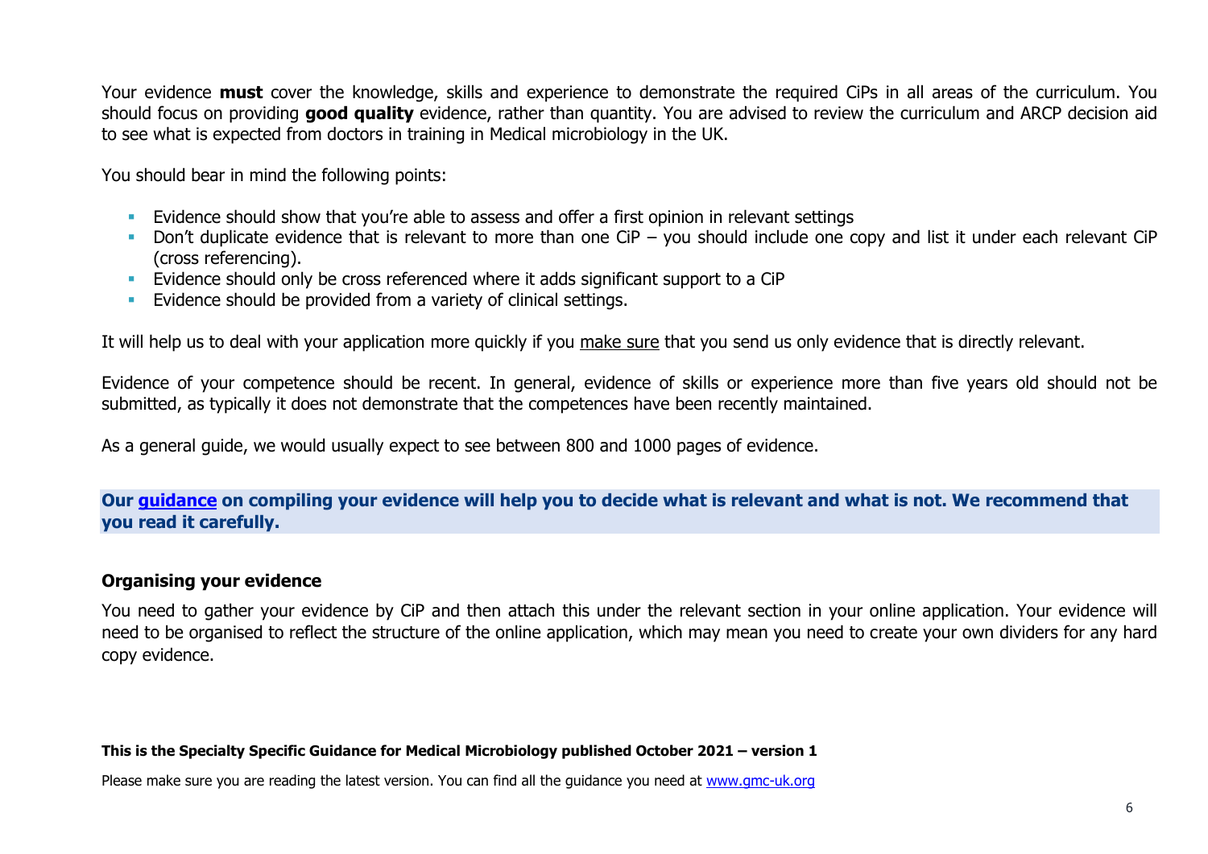Your evidence **must** cover the knowledge, skills and experience to demonstrate the required CiPs in all areas of the curriculum. You should focus on providing **good quality** evidence, rather than quantity. You are advised to review the curriculum and ARCP decision aid to see what is expected from doctors in training in Medical microbiology in the UK.

You should bear in mind the following points:

- Evidence should show that you're able to assess and offer a first opinion in relevant settings
- Don't duplicate evidence that is relevant to more than one CiP – you should include one copy and list it under each relevant CiP (cross referencing).
- Evidence should only be cross referenced where it adds significant support to a CiP
- Evidence should be provided from a variety of clinical settings.

It will help us to deal with your application more quickly if you make sure that you send us only evidence that is directly relevant.

Evidence of your competence should be recent. In general, evidence of skills or experience more than five years old should not be submitted, as typically it does not demonstrate that the competences have been recently maintained.

As a general guide, we would usually expect to see between 800 and 1000 pages of evidence.

**Our guidance on compiling your evidence will help you to decide what is relevant and what is not. We recommend that you read it carefully.**

## Organising your evidence

You need to gather your evidence by CiP and then attach this under the relevant section in your online application. Your evidence will need to be organised to reflect the structure of the online application, which may mean you need to create your own dividers for any hard copy evidence.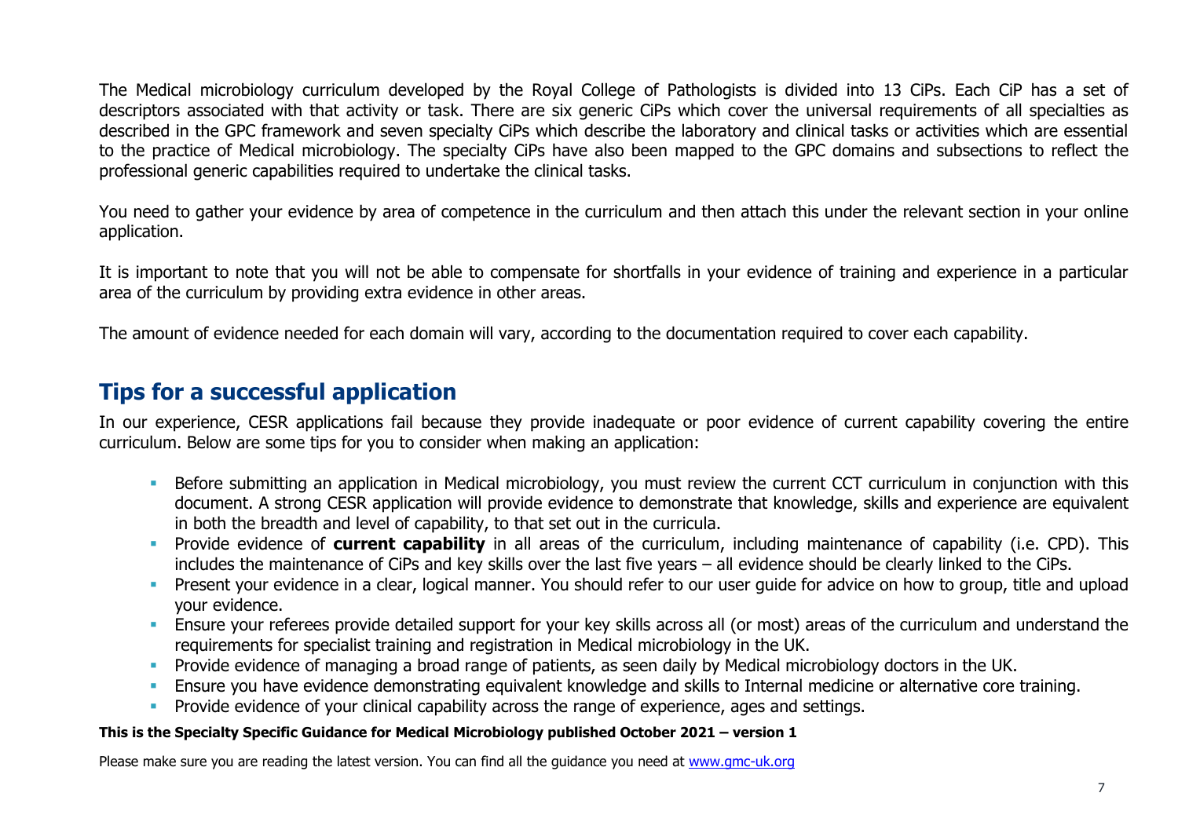The Medical microbiology curriculum developed by the Royal College of Pathologists is divided into 13 CiPs. Each CiP has a set of descriptors associated with that activity or task. There are six generic CiPs which cover the universal requirements of all specialties as described in the GPC framework and seven specialty CiPs which describe the laboratory and clinical tasks or activities which are essential to the practice of Medical microbiology. The specialty CiPs have also been mapped to the GPC domains and subsections to reflect the professional generic capabilities required to undertake the clinical tasks.

You need to gather your evidence by area of competence in the curriculum and then attach this under the relevant section in your online application.

It is important to note that you will not be able to compensate for shortfalls in your evidence of training and experience in a particular area of the curriculum by providing extra evidence in other areas.

The amount of evidence needed for each domain will vary, according to the documentation required to cover each capability.

## Tips for a successful application

In our experience, CESR applications fail because they provide inadequate or poor evidence of current capability covering the entire curriculum. Below are some tips for you to consider when making an application:

- Before submitting an application in Medical microbiology, you must review the current CCT curriculum in conjunction with this document. A strong CESR application will provide evidence to demonstrate that knowledge, skills and experience are equivalent in both the breadth and level of capability, to that set out in the curricula.
- Provide evidence of **current capability** in all areas of the curriculum, including maintenance of capability (i.e. CPD). This includes the maintenance of CiPs and key skills over the last five years – all evidence should be clearly linked to the CiPs.
- Present your evidence in a clear, logical manner. You should refer to our user guide for advice on how to group, title and upload your evidence.
- Ensure your referees provide detailed support for your key skills across all (or most) areas of the curriculum and understand the requirements for specialist training and registration in Medical microbiology in the UK.
- Provide evidence of managing a broad range of patients, as seen daily by Medical microbiology doctors in the UK.
- Ensure you have evidence demonstrating equivalent knowledge and skills to Internal medicine or alternative core training.
- Provide evidence of your clinical capability across the range of experience, ages and settings.

**This is the Specialty Specific Guidance for Medical Microbiology published October 2021 – version 1**

Please make sure you are reading the latest version. You can find all the guidance you need at [www.gmc-uk.org](www.gmc-uk.org)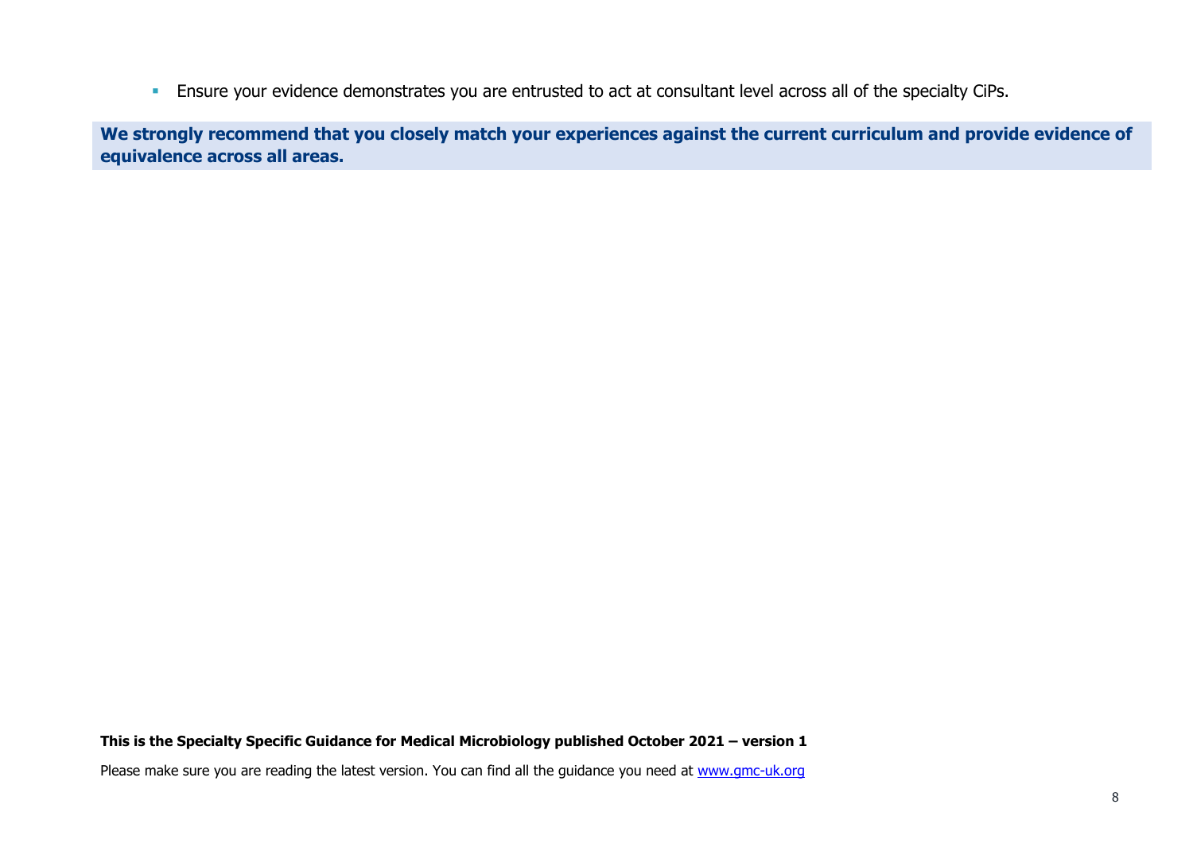- Ensure your evidence demonstrates you are entrusted to act at consultant level across all of the specialty CiPs.

**We strongly recommend that you closely match your experiences against the current curriculum and provide evidence of equivalence across all areas.**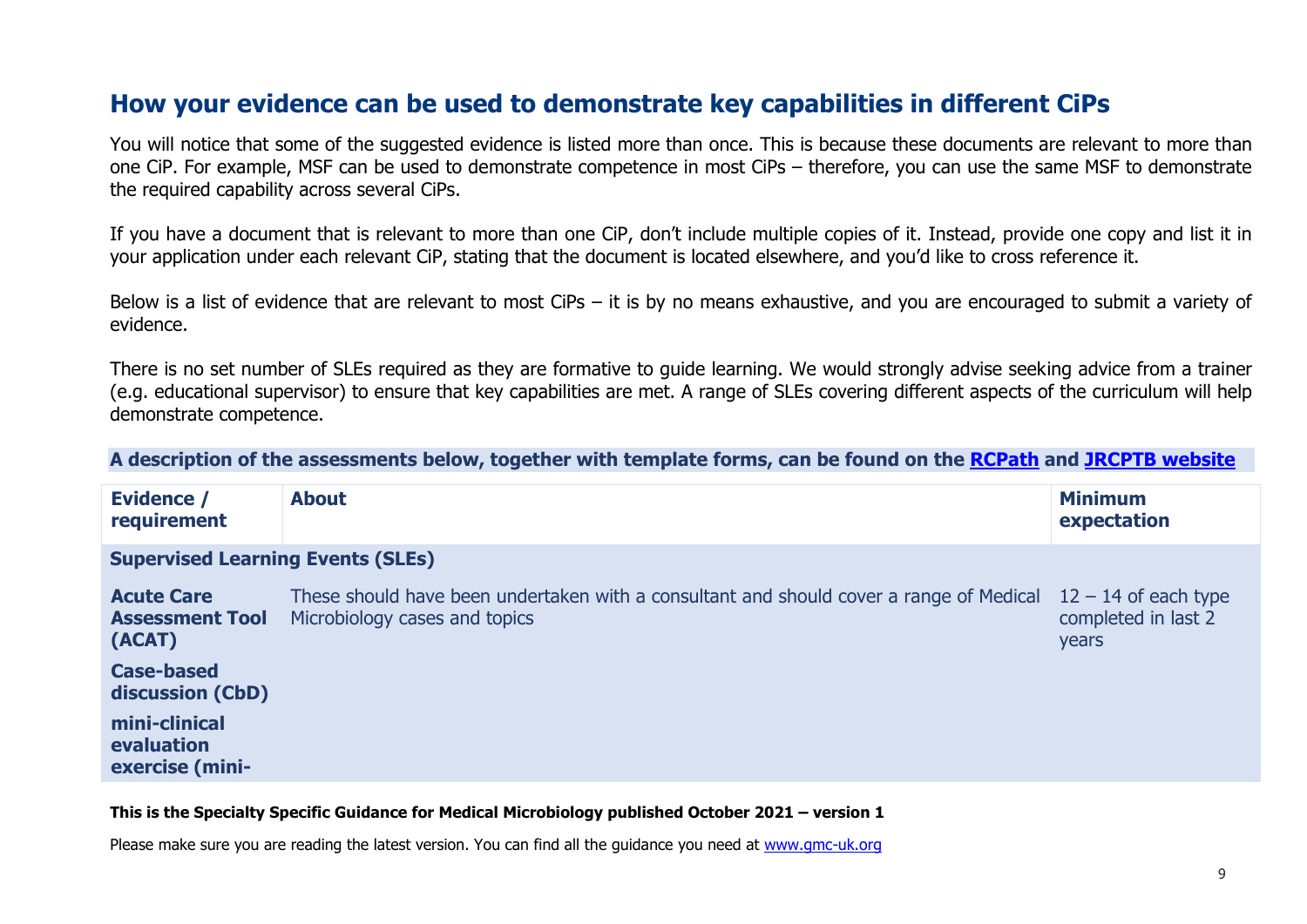## How your evidence can be used to demonstrate key capabilities in different CiPs

You will notice that some of the suggested evidence is listed more than once. This is because these documents are relevant to more than one CiP. For example, MSF can be used to demonstrate competence in most CiPs – therefore, you can use the same MSF to demonstrate the required capability across several CiPs.

If you have a document that is relevant to more than one CiP, don't include multiple copies of it. Instead, provide one copy and list it in your application under each relevant CiP, stating that the document is located elsewhere, and you'd like to cross reference it.

Below is a list of evidence that are relevant to most CiPs – it is by no means exhaustive, and you are encouraged to submit a variety of evidence.

There is no set number of SLEs required as they are formative to guide learning. We would strongly advise seeking advice from a trainer (e.g. educational supervisor) to ensure that key capabilities are met. A range of SLEs covering different aspects of the curriculum will help demonstrate competence.

**A description of the assessments below, together with template forms, can be found on the [RCPath] and [JRCPTB website]**

| Evidence / requirement | About | Minimum expectation |
| --- | --- | --- |
| **Supervised Learning Events (SLEs)** | | |
| **Acute Care Assessment Tool (ACAT)**<br>**Case-based discussion (CbD)**<br>**mini-clinical evaluation exercise (mini-** | These should have been undertaken with a consultant and should cover a range of Medical Microbiology cases and topics | 12 – 14 of each type completed in last 2 years |

**This is the Specialty Specific Guidance for Medical Microbiology published October 2021 – version 1**

Please make sure you are reading the latest version. You can find all the guidance you need at www.gmc-uk.org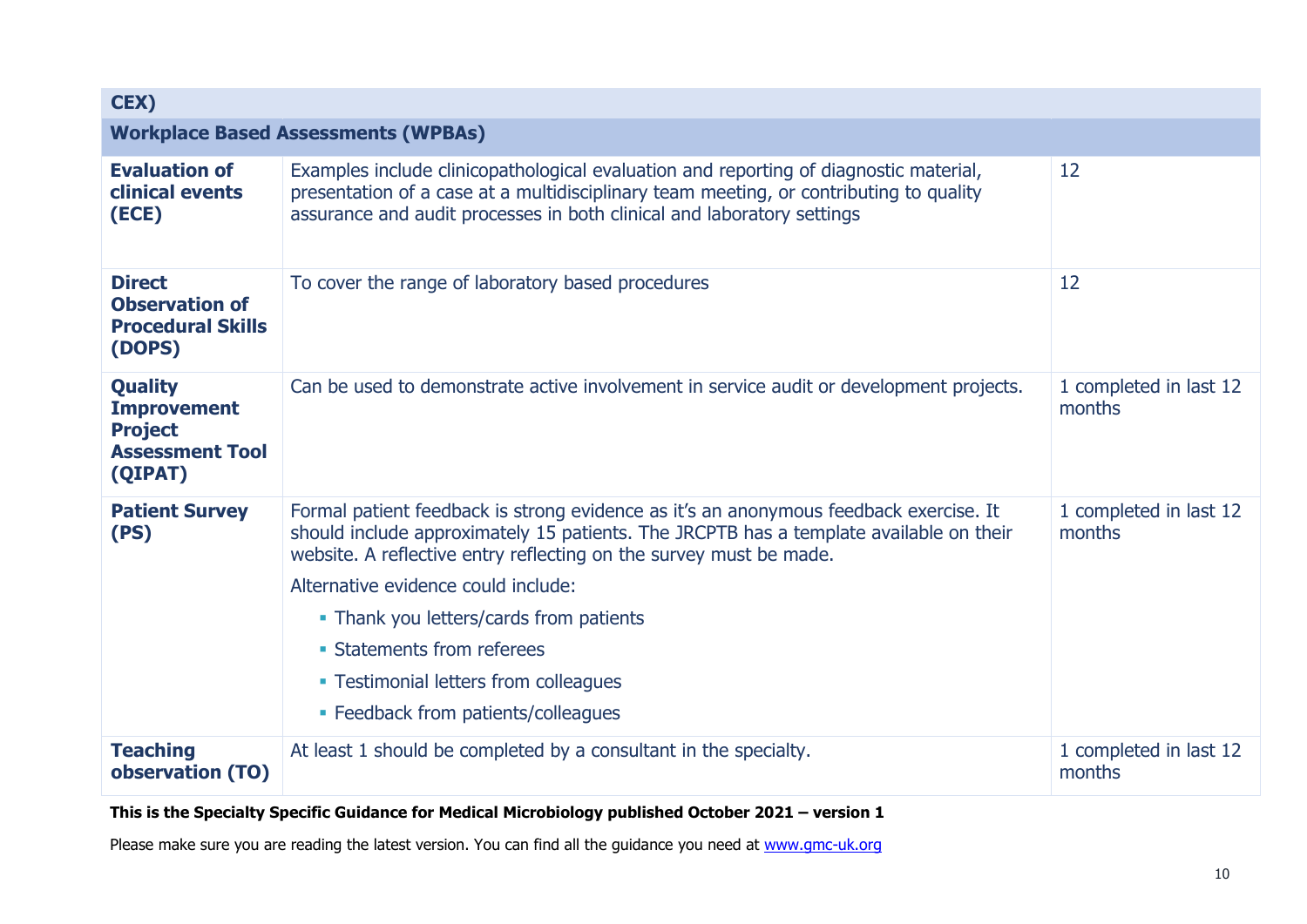| CEX) | | |
|---|---|---|
| **Workplace Based Assessments (WPBAs)** | | |
| **Evaluation of clinical events (ECE)** | Examples include clinicopathological evaluation and reporting of diagnostic material, presentation of a case at a multidisciplinary team meeting, or contributing to quality assurance and audit processes in both clinical and laboratory settings | 12 |
| **Direct Observation of Procedural Skills (DOPS)** | To cover the range of laboratory based procedures | 12 |
| **Quality Improvement Project Assessment Tool (QIPAT)** | Can be used to demonstrate active involvement in service audit or development projects. | 1 completed in last 12 months |
| **Patient Survey (PS)** | Formal patient feedback is strong evidence as it's an anonymous feedback exercise. It should include approximately 15 patients. The JRCPTB has a template available on their website. A reflective entry reflecting on the survey must be made.<br><br>Alternative evidence could include:<br>- Thank you letters/cards from patients<br>- Statements from referees<br>- Testimonial letters from colleagues<br>- Feedback from patients/colleagues | 1 completed in last 12 months |
| **Teaching observation (TO)** | At least 1 should be completed by a consultant in the specialty. | 1 completed in last 12 months |

**This is the Specialty Specific Guidance for Medical Microbiology published October 2021 – version 1**

Please make sure you are reading the latest version. You can find all the guidance you need at [www.gmc-uk.org](http://www.gmc-uk.org)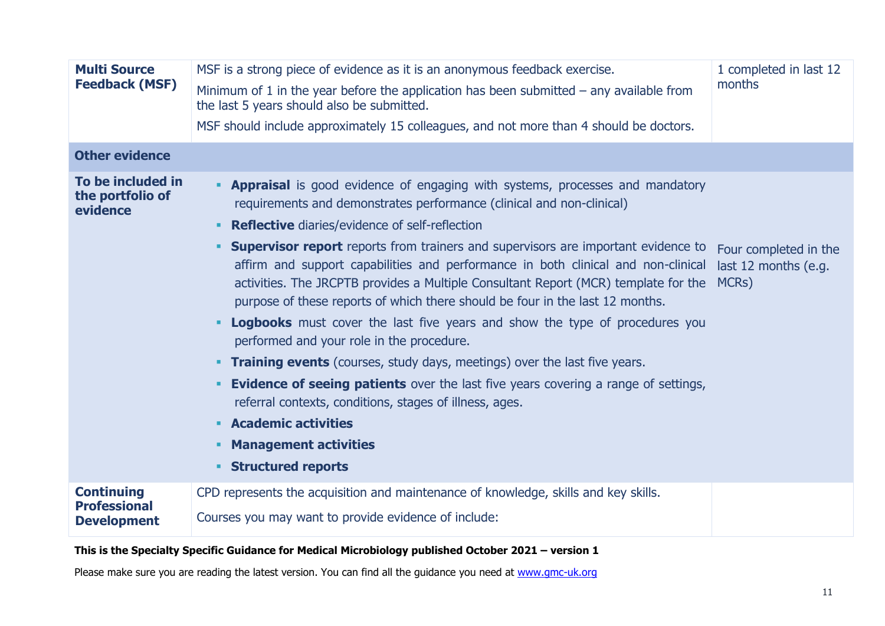| | | |
|---|---|---|
| **Multi Source Feedback (MSF)** | MSF is a strong piece of evidence as it is an anonymous feedback exercise.<br><br>Minimum of 1 in the year before the application has been submitted – any available from the last 5 years should also be submitted.<br><br>MSF should include approximately 15 colleagues, and not more than 4 should be doctors. | 1 completed in last 12 months |
| **Other evidence** | | |
| **To be included in the portfolio of evidence** | ▪ **Appraisal** is good evidence of engaging with systems, processes and mandatory requirements and demonstrates performance (clinical and non-clinical)<br>▪ **Reflective** diaries/evidence of self-reflection<br>▪ **Supervisor report** reports from trainers and supervisors are important evidence to affirm and support capabilities and performance in both clinical and non-clinical activities. The JRCPTB provides a Multiple Consultant Report (MCR) template for the purpose of these reports of which there should be four in the last 12 months.<br>▪ **Logbooks** must cover the last five years and show the type of procedures you performed and your role in the procedure.<br>▪ **Training events** (courses, study days, meetings) over the last five years.<br>▪ **Evidence of seeing patients** over the last five years covering a range of settings, referral contexts, conditions, stages of illness, ages.<br>▪ **Academic activities**<br>▪ **Management activities**<br>▪ **Structured reports** | Four completed in the last 12 months (e.g. MCRs) |
| **Continuing Professional Development** | CPD represents the acquisition and maintenance of knowledge, skills and key skills.<br><br>Courses you may want to provide evidence of include: | |

**This is the Specialty Specific Guidance for Medical Microbiology published October 2021 – version 1**

Please make sure you are reading the latest version. You can find all the guidance you need at [www.gmc-uk.org](www.gmc-uk.org)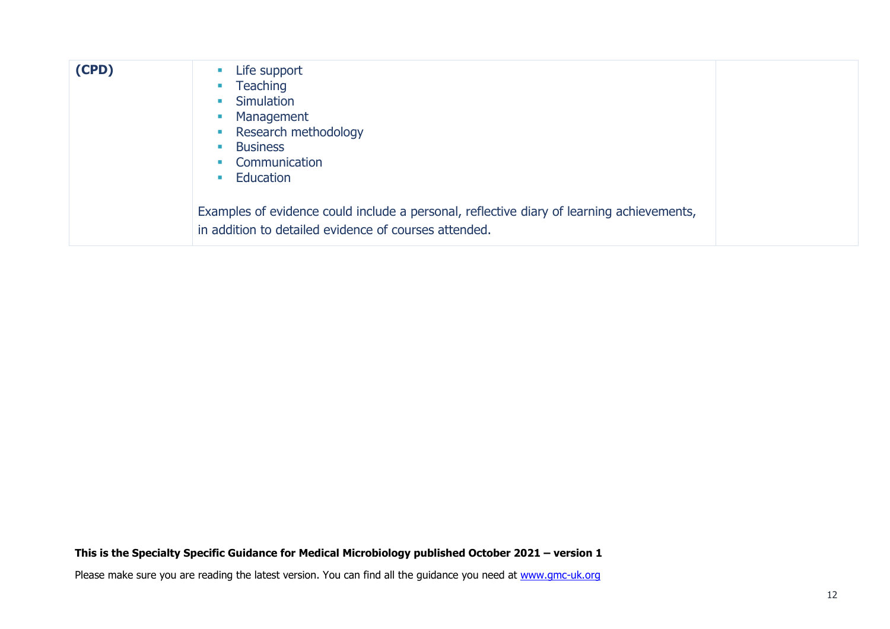| | | |
|---|---|---|
| **(CPD)** | ▪ Life support<br>▪ Teaching<br>▪ Simulation<br>▪ Management<br>▪ Research methodology<br>▪ Business<br>▪ Communication<br>▪ Education<br><br>Examples of evidence could include a personal, reflective diary of learning achievements, in addition to detailed evidence of courses attended. | |

**This is the Specialty Specific Guidance for Medical Microbiology published October 2021 – version 1**

Please make sure you are reading the latest version. You can find all the guidance you need at www.gmc-uk.org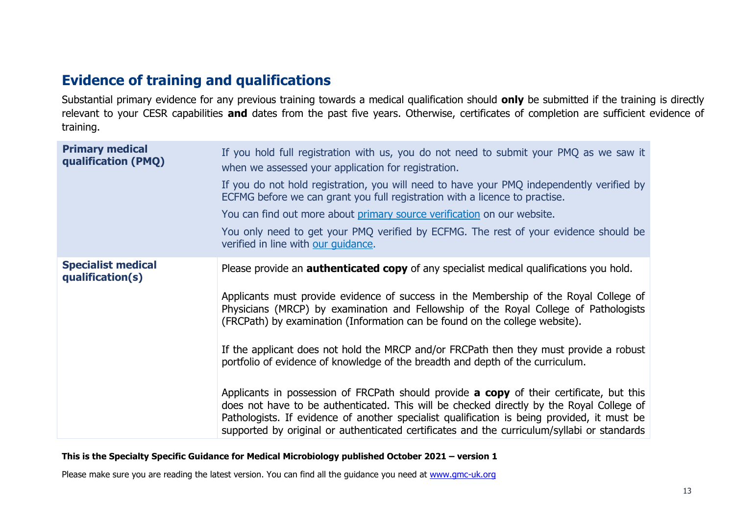## Evidence of training and qualifications

Substantial primary evidence for any previous training towards a medical qualification should **only** be submitted if the training is directly relevant to your CESR capabilities **and** dates from the past five years. Otherwise, certificates of completion are sufficient evidence of training.

| | |
|---|---|
| **Primary medical qualification (PMQ)** | If you hold full registration with us, you do not need to submit your PMQ as we saw it when we assessed your application for registration.<br><br>If you do not hold registration, you will need to have your PMQ independently verified by ECFMG before we can grant you full registration with a licence to practise.<br><br>You can find out more about [primary source verification](primary source verification) on our website.<br><br>You only need to get your PMQ verified by ECFMG. The rest of your evidence should be verified in line with [our guidance](our guidance). |
| **Specialist medical qualification(s)** | Please provide an **authenticated copy** of any specialist medical qualifications you hold.<br><br>Applicants must provide evidence of success in the Membership of the Royal College of Physicians (MRCP) by examination and Fellowship of the Royal College of Pathologists (FRCPath) by examination (Information can be found on the college website).<br><br>If the applicant does not hold the MRCP and/or FRCPath then they must provide a robust portfolio of evidence of knowledge of the breadth and depth of the curriculum.<br><br>Applicants in possession of FRCPath should provide **a copy** of their certificate, but this does not have to be authenticated. This will be checked directly by the Royal College of Pathologists. If evidence of another specialist qualification is being provided, it must be supported by original or authenticated certificates and the curriculum/syllabi or standards |

**This is the Specialty Specific Guidance for Medical Microbiology published October 2021 – version 1**

Please make sure you are reading the latest version. You can find all the guidance you need at [www.gmc-uk.org](www.gmc-uk.org)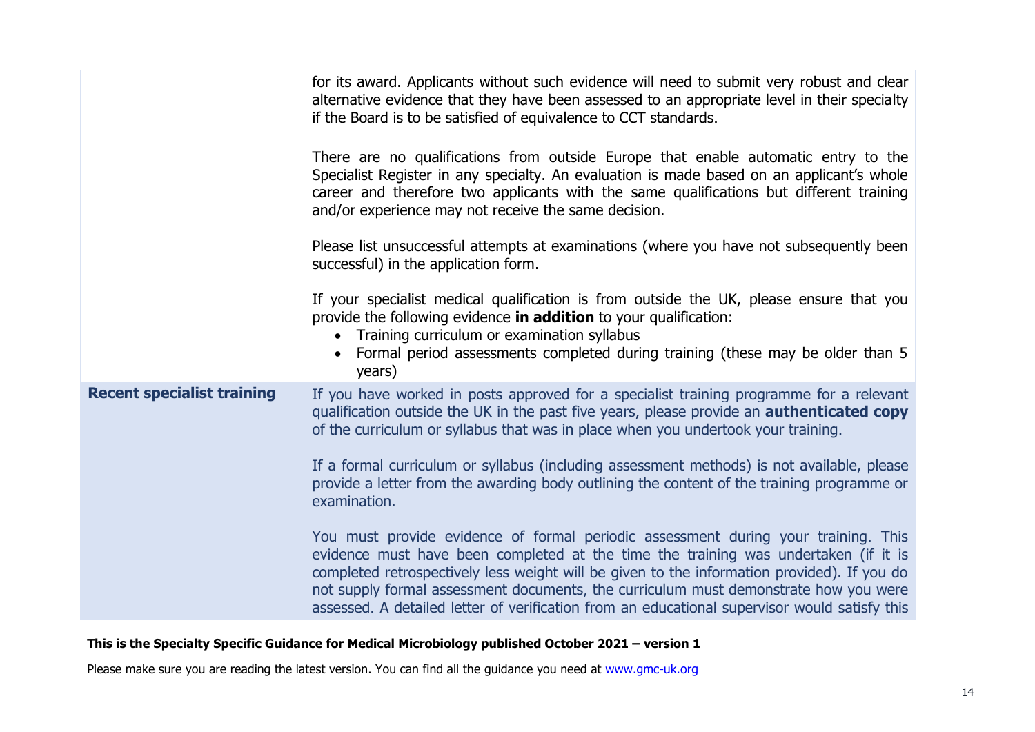| | |
|---|---|
| | for its award. Applicants without such evidence will need to submit very robust and clear alternative evidence that they have been assessed to an appropriate level in their specialty if the Board is to be satisfied of equivalence to CCT standards.<br><br>There are no qualifications from outside Europe that enable automatic entry to the Specialist Register in any specialty. An evaluation is made based on an applicant's whole career and therefore two applicants with the same qualifications but different training and/or experience may not receive the same decision.<br><br>Please list unsuccessful attempts at examinations (where you have not subsequently been successful) in the application form.<br><br>If your specialist medical qualification is from outside the UK, please ensure that you provide the following evidence **in addition** to your qualification:<br>• Training curriculum or examination syllabus<br>• Formal period assessments completed during training (these may be older than 5 years) |
| **Recent specialist training** | If you have worked in posts approved for a specialist training programme for a relevant qualification outside the UK in the past five years, please provide an **authenticated copy** of the curriculum or syllabus that was in place when you undertook your training.<br><br>If a formal curriculum or syllabus (including assessment methods) is not available, please provide a letter from the awarding body outlining the content of the training programme or examination.<br><br>You must provide evidence of formal periodic assessment during your training. This evidence must have been completed at the time the training was undertaken (if it is completed retrospectively less weight will be given to the information provided). If you do not supply formal assessment documents, the curriculum must demonstrate how you were assessed. A detailed letter of verification from an educational supervisor would satisfy this |

**This is the Specialty Specific Guidance for Medical Microbiology published October 2021 – version 1**

Please make sure you are reading the latest version. You can find all the guidance you need at www.gmc-uk.org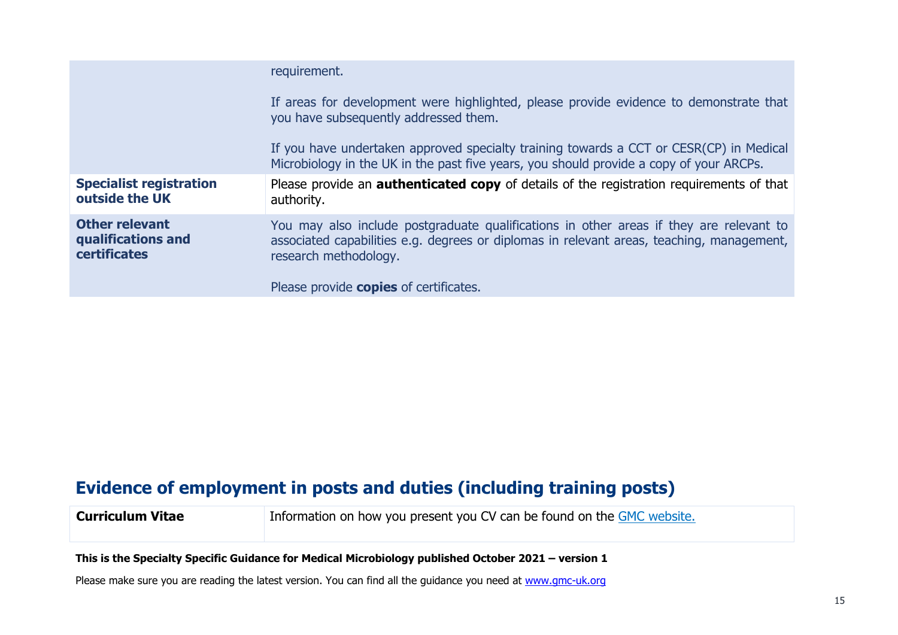| | |
|---|---|
| | requirement.<br><br>If areas for development were highlighted, please provide evidence to demonstrate that you have subsequently addressed them.<br><br>If you have undertaken approved specialty training towards a CCT or CESR(CP) in Medical Microbiology in the UK in the past five years, you should provide a copy of your ARCPs. |
| **Specialist registration outside the UK** | Please provide an **authenticated copy** of details of the registration requirements of that authority. |
| **Other relevant qualifications and certificates** | You may also include postgraduate qualifications in other areas if they are relevant to associated capabilities e.g. degrees or diplomas in relevant areas, teaching, management, research methodology.<br><br>Please provide **copies** of certificates. |

## Evidence of employment in posts and duties (including training posts)

| | |
|---|---|
| **Curriculum Vitae** | Information on how you present you CV can be found on the GMC website. |

**This is the Specialty Specific Guidance for Medical Microbiology published October 2021 – version 1**

Please make sure you are reading the latest version. You can find all the guidance you need at www.gmc-uk.org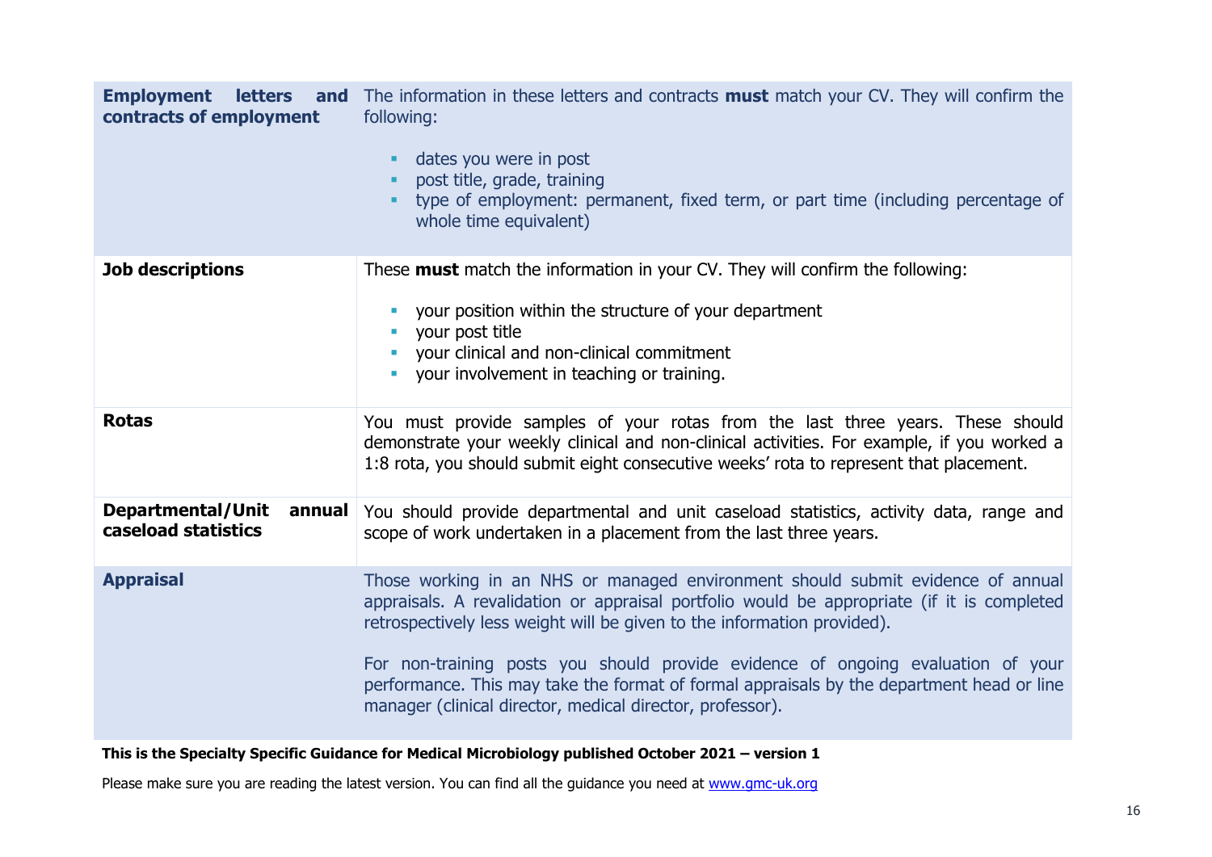| | |
|---|---|
| **Employment letters and contracts of employment** | The information in these letters and contracts **must** match your CV. They will confirm the following:<br><br>- dates you were in post<br>- post title, grade, training<br>- type of employment: permanent, fixed term, or part time (including percentage of whole time equivalent) |
| **Job descriptions** | These **must** match the information in your CV. They will confirm the following:<br><br>- your position within the structure of your department<br>- your post title<br>- your clinical and non-clinical commitment<br>- your involvement in teaching or training. |
| **Rotas** | You must provide samples of your rotas from the last three years. These should demonstrate your weekly clinical and non-clinical activities. For example, if you worked a 1:8 rota, you should submit eight consecutive weeks' rota to represent that placement. |
| **Departmental/Unit annual caseload statistics** | You should provide departmental and unit caseload statistics, activity data, range and scope of work undertaken in a placement from the last three years. |
| **Appraisal** | Those working in an NHS or managed environment should submit evidence of annual appraisals. A revalidation or appraisal portfolio would be appropriate (if it is completed retrospectively less weight will be given to the information provided).<br><br>For non-training posts you should provide evidence of ongoing evaluation of your performance. This may take the format of formal appraisals by the department head or line manager (clinical director, medical director, professor). |

**This is the Specialty Specific Guidance for Medical Microbiology published October 2021 – version 1**

Please make sure you are reading the latest version. You can find all the guidance you need at [www.gmc-uk.org](www.gmc-uk.org)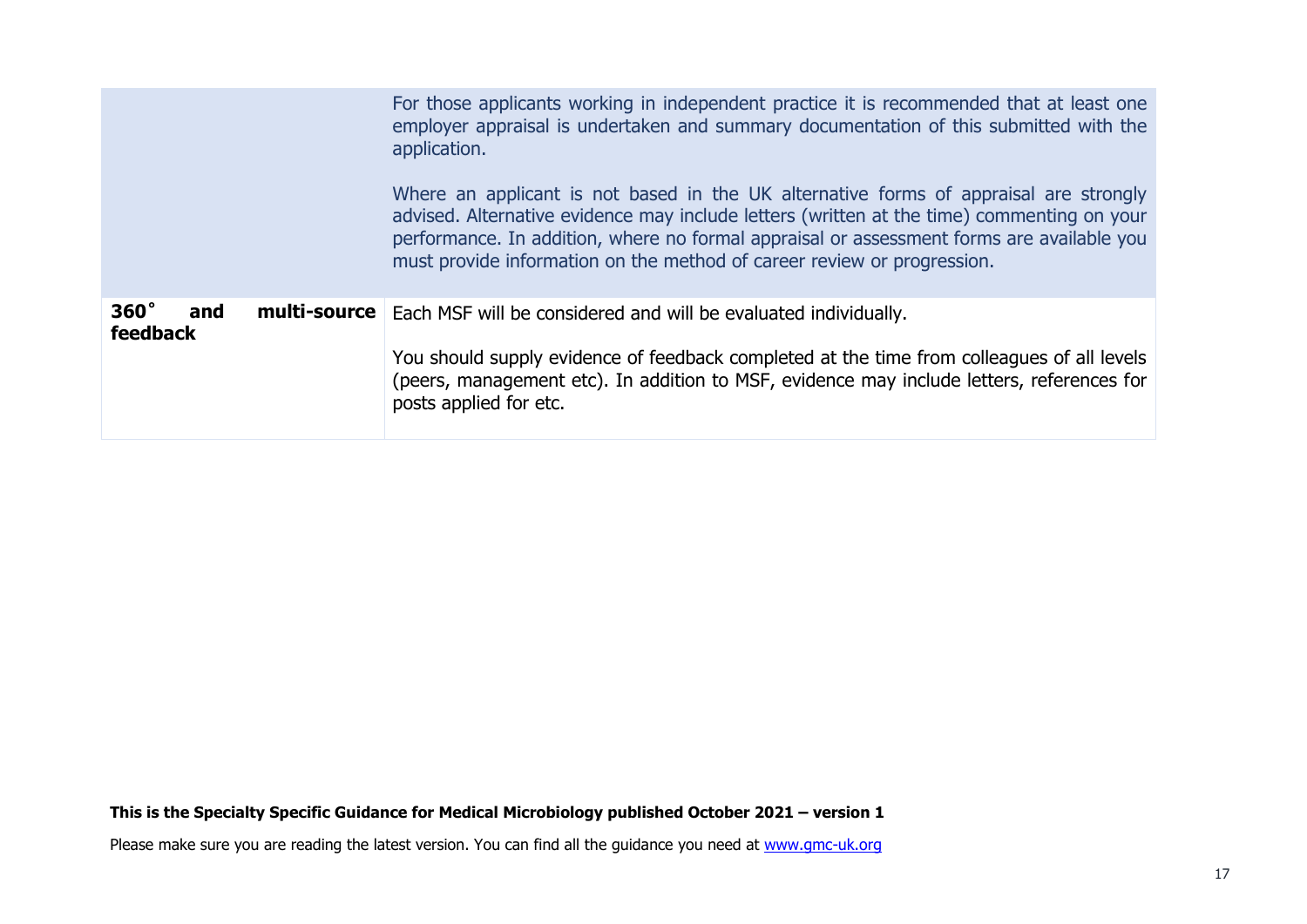| | |
|---|---|
| | For those applicants working in independent practice it is recommended that at least one employer appraisal is undertaken and summary documentation of this submitted with the application.<br><br>Where an applicant is not based in the UK alternative forms of appraisal are strongly advised. Alternative evidence may include letters (written at the time) commenting on your performance. In addition, where no formal appraisal or assessment forms are available you must provide information on the method of career review or progression. |
| **360˚ and multi-source feedback** | Each MSF will be considered and will be evaluated individually.<br><br>You should supply evidence of feedback completed at the time from colleagues of all levels (peers, management etc). In addition to MSF, evidence may include letters, references for posts applied for etc. |

**This is the Specialty Specific Guidance for Medical Microbiology published October 2021 – version 1**

Please make sure you are reading the latest version. You can find all the guidance you need at [www.gmc-uk.org](http://www.gmc-uk.org)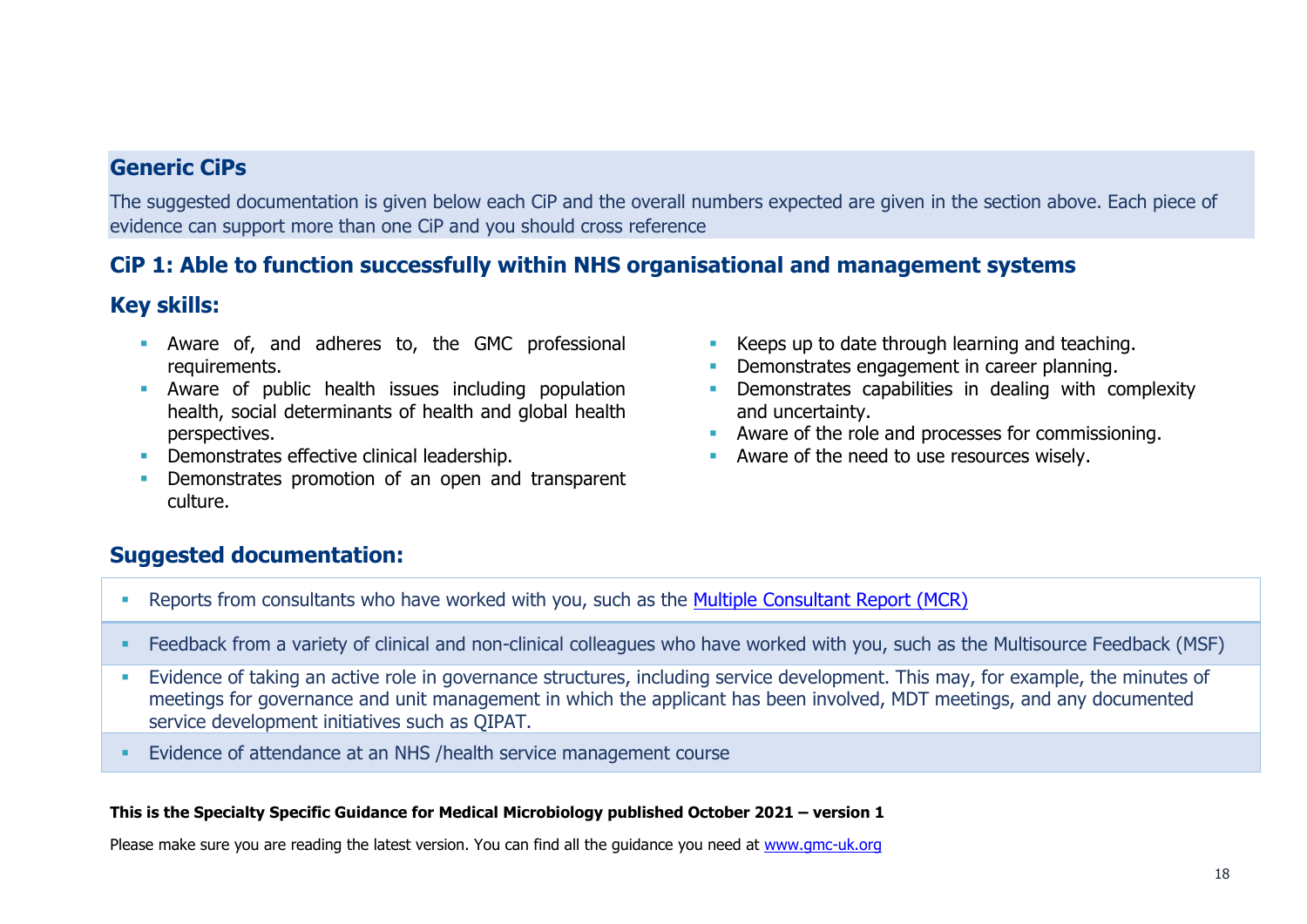## Generic CiPs

The suggested documentation is given below each CiP and the overall numbers expected are given in the section above. Each piece of evidence can support more than one CiP and you should cross reference

### CiP 1: Able to function successfully within NHS organisational and management systems

### Key skills:

- Aware of, and adheres to, the GMC professional requirements.
- Aware of public health issues including population health, social determinants of health and global health perspectives.
- Demonstrates effective clinical leadership.
- Demonstrates promotion of an open and transparent culture.
- Keeps up to date through learning and teaching.
- Demonstrates engagement in career planning.
- Demonstrates capabilities in dealing with complexity and uncertainty.
- Aware of the role and processes for commissioning.
- Aware of the need to use resources wisely.

### Suggested documentation:

- Reports from consultants who have worked with you, such as the [Multiple Consultant Report (MCR)]()
- Feedback from a variety of clinical and non-clinical colleagues who have worked with you, such as the Multisource Feedback (MSF)
- Evidence of taking an active role in governance structures, including service development. This may, for example, the minutes of meetings for governance and unit management in which the applicant has been involved, MDT meetings, and any documented service development initiatives such as QIPAT.
- Evidence of attendance at an NHS /health service management course

**This is the Specialty Specific Guidance for Medical Microbiology published October 2021 – version 1**

Please make sure you are reading the latest version. You can find all the guidance you need at [www.gmc-uk.org]()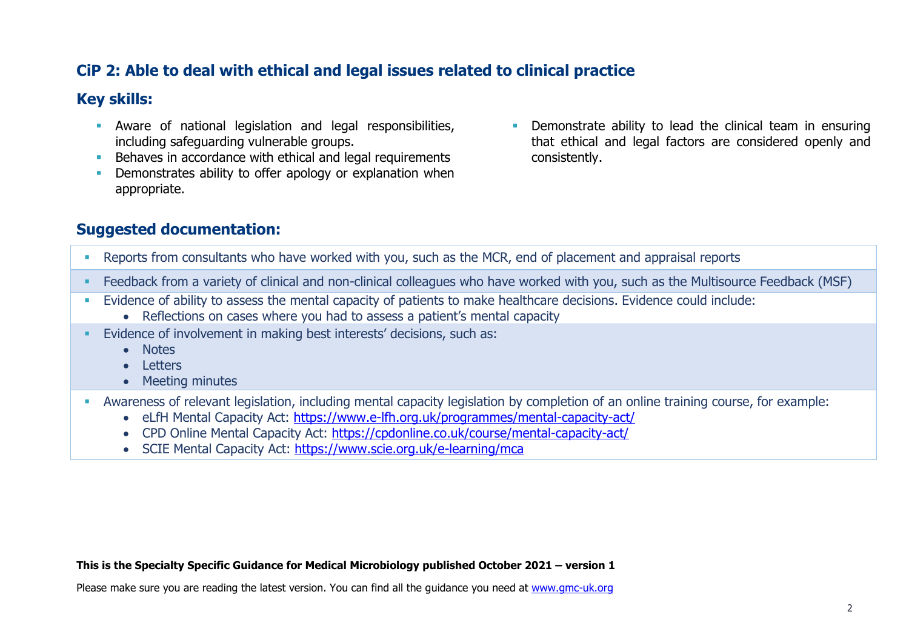## CiP 2: Able to deal with ethical and legal issues related to clinical practice

### Key skills:

- Aware of national legislation and legal responsibilities, including safeguarding vulnerable groups.
- Behaves in accordance with ethical and legal requirements
- Demonstrates ability to offer apology or explanation when appropriate.
- Demonstrate ability to lead the clinical team in ensuring that ethical and legal factors are considered openly and consistently.

### Suggested documentation:

- Reports from consultants who have worked with you, such as the MCR, end of placement and appraisal reports
- Feedback from a variety of clinical and non-clinical colleagues who have worked with you, such as the Multisource Feedback (MSF)
- Evidence of ability to assess the mental capacity of patients to make healthcare decisions. Evidence could include:
  - Reflections on cases where you had to assess a patient's mental capacity
- Evidence of involvement in making best interests' decisions, such as:
  - Notes
  - Letters
  - Meeting minutes
- Awareness of relevant legislation, including mental capacity legislation by completion of an online training course, for example:
  - eLfH Mental Capacity Act: https://www.e-lfh.org.uk/programmes/mental-capacity-act/
  - CPD Online Mental Capacity Act: https://cpdonline.co.uk/course/mental-capacity-act/
  - SCIE Mental Capacity Act: https://www.scie.org.uk/e-learning/mca

**This is the Specialty Specific Guidance for Medical Microbiology published October 2021 – version 1**

Please make sure you are reading the latest version. You can find all the guidance you need at www.gmc-uk.org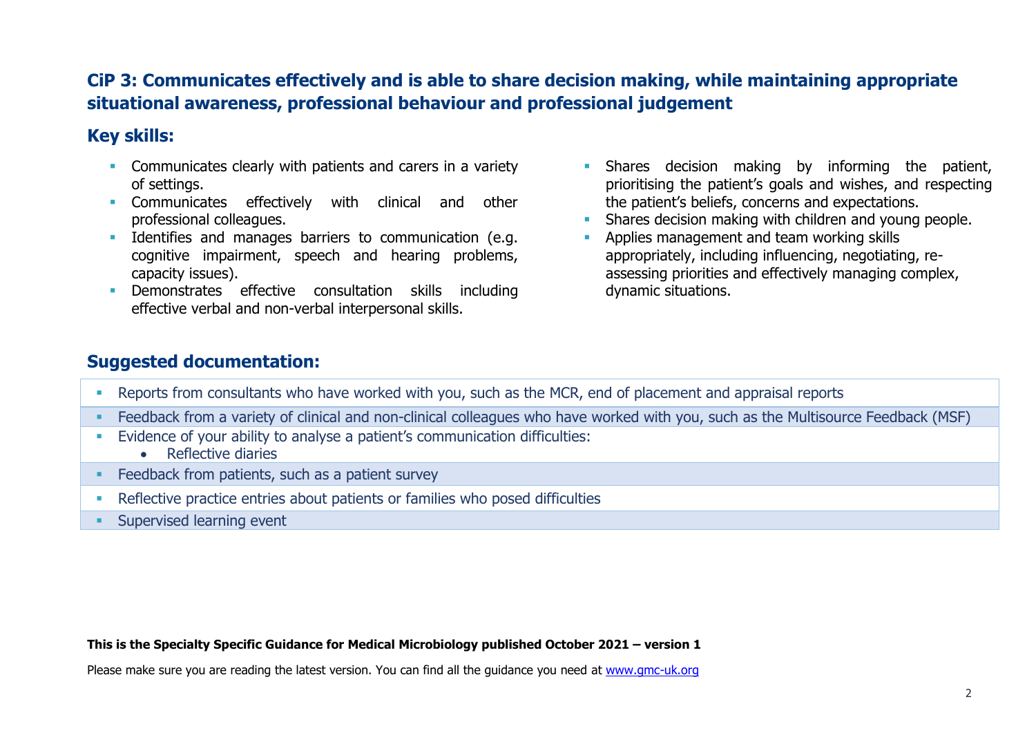## CiP 3: Communicates effectively and is able to share decision making, while maintaining appropriate situational awareness, professional behaviour and professional judgement

### Key skills:

- Communicates clearly with patients and carers in a variety of settings.
- Communicates effectively with clinical and other professional colleagues.
- Identifies and manages barriers to communication (e.g. cognitive impairment, speech and hearing problems, capacity issues).
- Demonstrates effective consultation skills including effective verbal and non-verbal interpersonal skills.
- Shares decision making by informing the patient, prioritising the patient's goals and wishes, and respecting the patient's beliefs, concerns and expectations.
- Shares decision making with children and young people.
- Applies management and team working skills appropriately, including influencing, negotiating, re-assessing priorities and effectively managing complex, dynamic situations.

### Suggested documentation:

- Reports from consultants who have worked with you, such as the MCR, end of placement and appraisal reports
- Feedback from a variety of clinical and non-clinical colleagues who have worked with you, such as the Multisource Feedback (MSF)
- Evidence of your ability to analyse a patient's communication difficulties:
  - Reflective diaries
- Feedback from patients, such as a patient survey
- Reflective practice entries about patients or families who posed difficulties
- Supervised learning event

**This is the Specialty Specific Guidance for Medical Microbiology published October 2021 – version 1**

Please make sure you are reading the latest version. You can find all the guidance you need at www.gmc-uk.org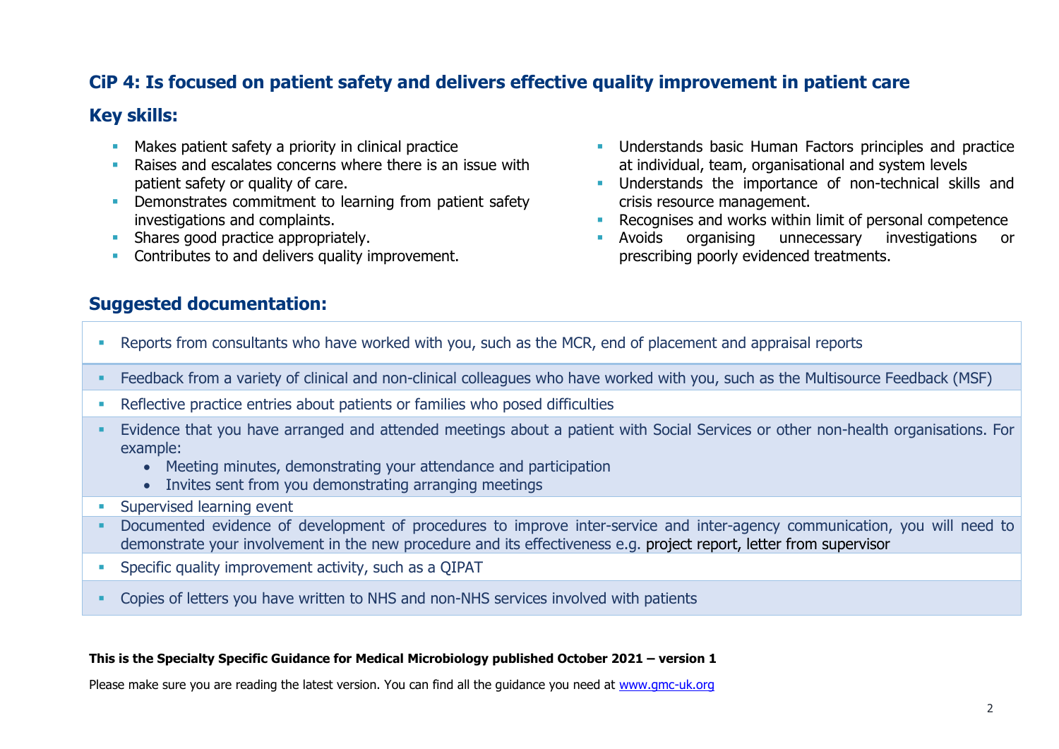## CiP 4: Is focused on patient safety and delivers effective quality improvement in patient care

### Key skills:

- Makes patient safety a priority in clinical practice
- Raises and escalates concerns where there is an issue with patient safety or quality of care.
- Demonstrates commitment to learning from patient safety investigations and complaints.
- Shares good practice appropriately.
- Contributes to and delivers quality improvement.
- Understands basic Human Factors principles and practice at individual, team, organisational and system levels
- Understands the importance of non-technical skills and crisis resource management.
- Recognises and works within limit of personal competence
- Avoids organising unnecessary investigations or prescribing poorly evidenced treatments.

### Suggested documentation:

- Reports from consultants who have worked with you, such as the MCR, end of placement and appraisal reports
- Feedback from a variety of clinical and non-clinical colleagues who have worked with you, such as the Multisource Feedback (MSF)
- Reflective practice entries about patients or families who posed difficulties
- Evidence that you have arranged and attended meetings about a patient with Social Services or other non-health organisations. For example:
  - Meeting minutes, demonstrating your attendance and participation
  - Invites sent from you demonstrating arranging meetings
- Supervised learning event
- Documented evidence of development of procedures to improve inter-service and inter-agency communication, you will need to demonstrate your involvement in the new procedure and its effectiveness e.g. project report, letter from supervisor
- Specific quality improvement activity, such as a QIPAT
- Copies of letters you have written to NHS and non-NHS services involved with patients

**This is the Specialty Specific Guidance for Medical Microbiology published October 2021 – version 1**

Please make sure you are reading the latest version. You can find all the guidance you need at www.gmc-uk.org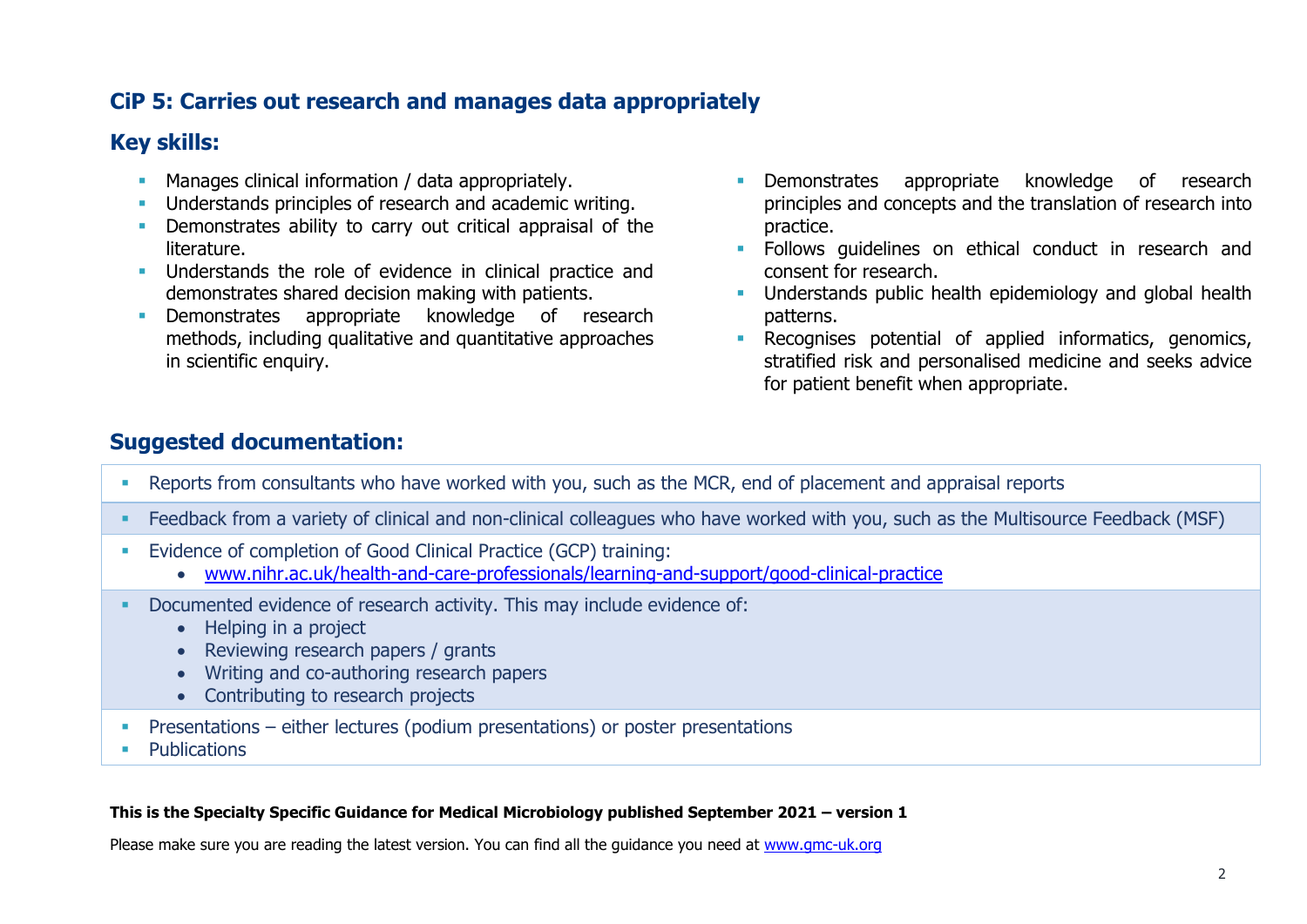## CiP 5: Carries out research and manages data appropriately

### Key skills:

- Manages clinical information / data appropriately.
- Understands principles of research and academic writing.
- Demonstrates ability to carry out critical appraisal of the literature.
- Understands the role of evidence in clinical practice and demonstrates shared decision making with patients.
- Demonstrates appropriate knowledge of research methods, including qualitative and quantitative approaches in scientific enquiry.
- Demonstrates appropriate knowledge of research principles and concepts and the translation of research into practice.
- Follows guidelines on ethical conduct in research and consent for research.
- Understands public health epidemiology and global health patterns.
- Recognises potential of applied informatics, genomics, stratified risk and personalised medicine and seeks advice for patient benefit when appropriate.

### Suggested documentation:

- Reports from consultants who have worked with you, such as the MCR, end of placement and appraisal reports
- Feedback from a variety of clinical and non-clinical colleagues who have worked with you, such as the Multisource Feedback (MSF)
- Evidence of completion of Good Clinical Practice (GCP) training:
  - www.nihr.ac.uk/health-and-care-professionals/learning-and-support/good-clinical-practice
- Documented evidence of research activity. This may include evidence of:
  - Helping in a project
  - Reviewing research papers / grants
  - Writing and co-authoring research papers
  - Contributing to research projects
- Presentations – either lectures (podium presentations) or poster presentations
- Publications

**This is the Specialty Specific Guidance for Medical Microbiology published September 2021 – version 1**

Please make sure you are reading the latest version. You can find all the guidance you need at www.gmc-uk.org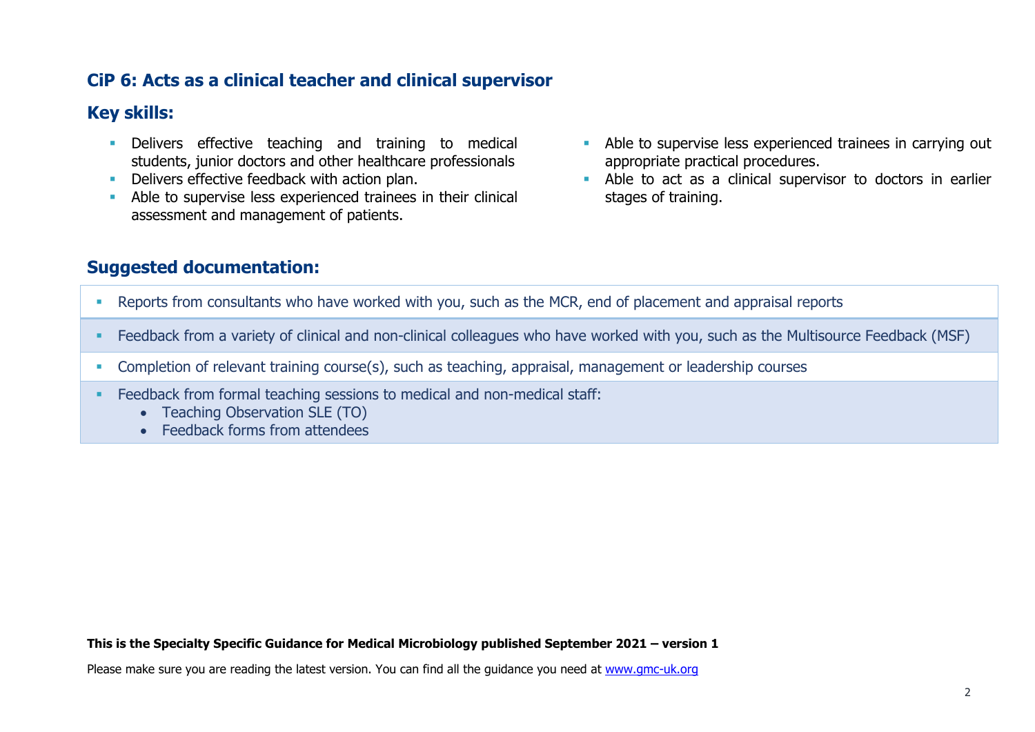## CiP 6: Acts as a clinical teacher and clinical supervisor

### Key skills:

- Delivers effective teaching and training to medical students, junior doctors and other healthcare professionals
- Delivers effective feedback with action plan.
- Able to supervise less experienced trainees in their clinical assessment and management of patients.
- Able to supervise less experienced trainees in carrying out appropriate practical procedures.
- Able to act as a clinical supervisor to doctors in earlier stages of training.

### Suggested documentation:

- Reports from consultants who have worked with you, such as the MCR, end of placement and appraisal reports
- Feedback from a variety of clinical and non-clinical colleagues who have worked with you, such as the Multisource Feedback (MSF)
- Completion of relevant training course(s), such as teaching, appraisal, management or leadership courses
- Feedback from formal teaching sessions to medical and non-medical staff:
  - Teaching Observation SLE (TO)
  - Feedback forms from attendees

**This is the Specialty Specific Guidance for Medical Microbiology published September 2021 – version 1**

Please make sure you are reading the latest version. You can find all the guidance you need at [www.gmc-uk.org](http://www.gmc-uk.org)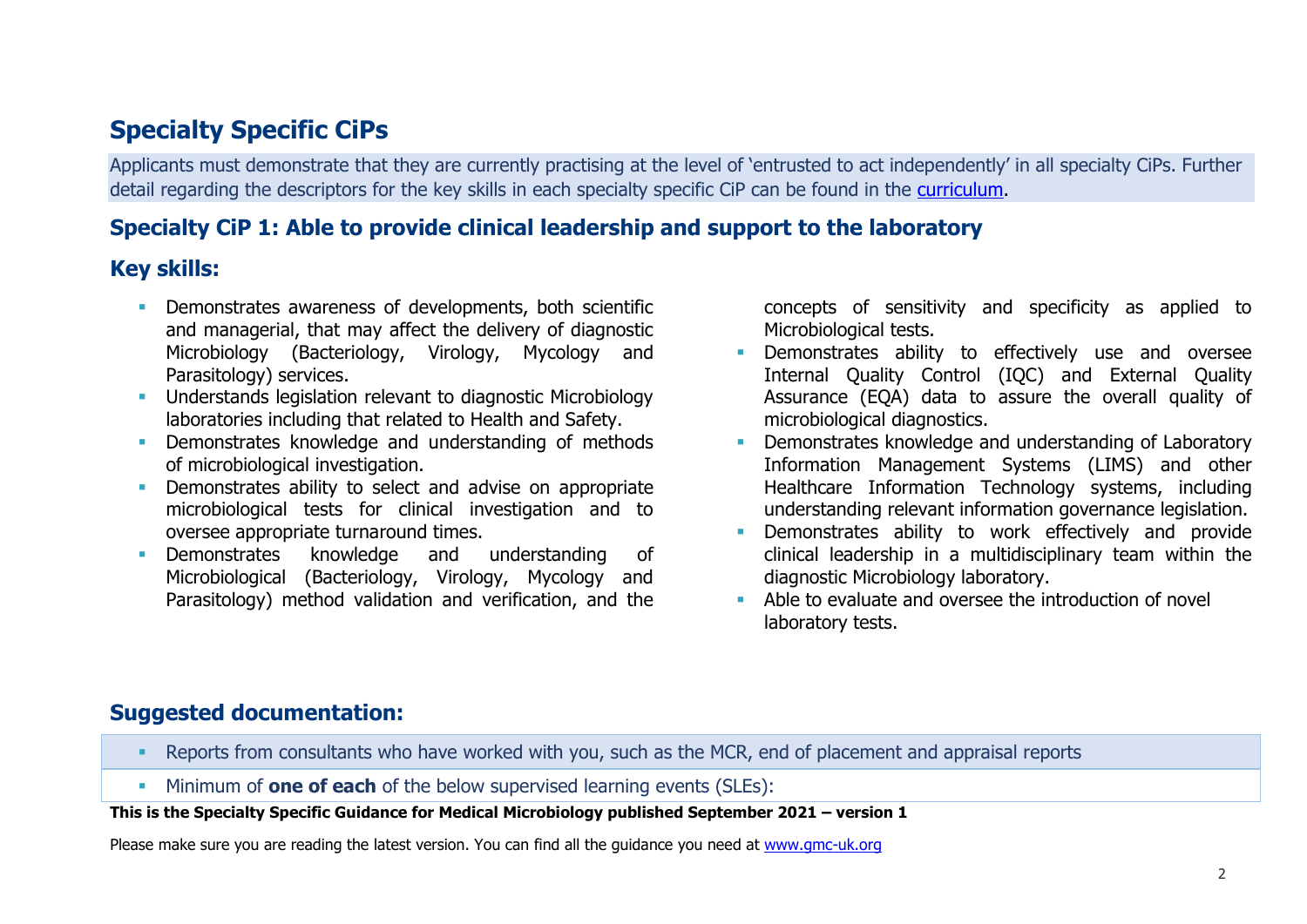## Specialty Specific CiPs

Applicants must demonstrate that they are currently practising at the level of 'entrusted to act independently' in all specialty CiPs. Further detail regarding the descriptors for the key skills in each specialty specific CiP can be found in the [curriculum](curriculum).

### Specialty CiP 1: Able to provide clinical leadership and support to the laboratory

### Key skills:

- Demonstrates awareness of developments, both scientific and managerial, that may affect the delivery of diagnostic Microbiology (Bacteriology, Virology, Mycology and Parasitology) services.
- Understands legislation relevant to diagnostic Microbiology laboratories including that related to Health and Safety.
- Demonstrates knowledge and understanding of methods of microbiological investigation.
- Demonstrates ability to select and advise on appropriate microbiological tests for clinical investigation and to oversee appropriate turnaround times.
- Demonstrates knowledge and understanding of Microbiological (Bacteriology, Virology, Mycology and Parasitology) method validation and verification, and the concepts of sensitivity and specificity as applied to Microbiological tests.
- Demonstrates ability to effectively use and oversee Internal Quality Control (IQC) and External Quality Assurance (EQA) data to assure the overall quality of microbiological diagnostics.
- Demonstrates knowledge and understanding of Laboratory Information Management Systems (LIMS) and other Healthcare Information Technology systems, including understanding relevant information governance legislation.
- Demonstrates ability to work effectively and provide clinical leadership in a multidisciplinary team within the diagnostic Microbiology laboratory.
- Able to evaluate and oversee the introduction of novel laboratory tests.

### Suggested documentation:

- Reports from consultants who have worked with you, such as the MCR, end of placement and appraisal reports
- Minimum of **one of each** of the below supervised learning events (SLEs):

**This is the Specialty Specific Guidance for Medical Microbiology published September 2021 – version 1**

Please make sure you are reading the latest version. You can find all the guidance you need at [www.gmc-uk.org](www.gmc-uk.org)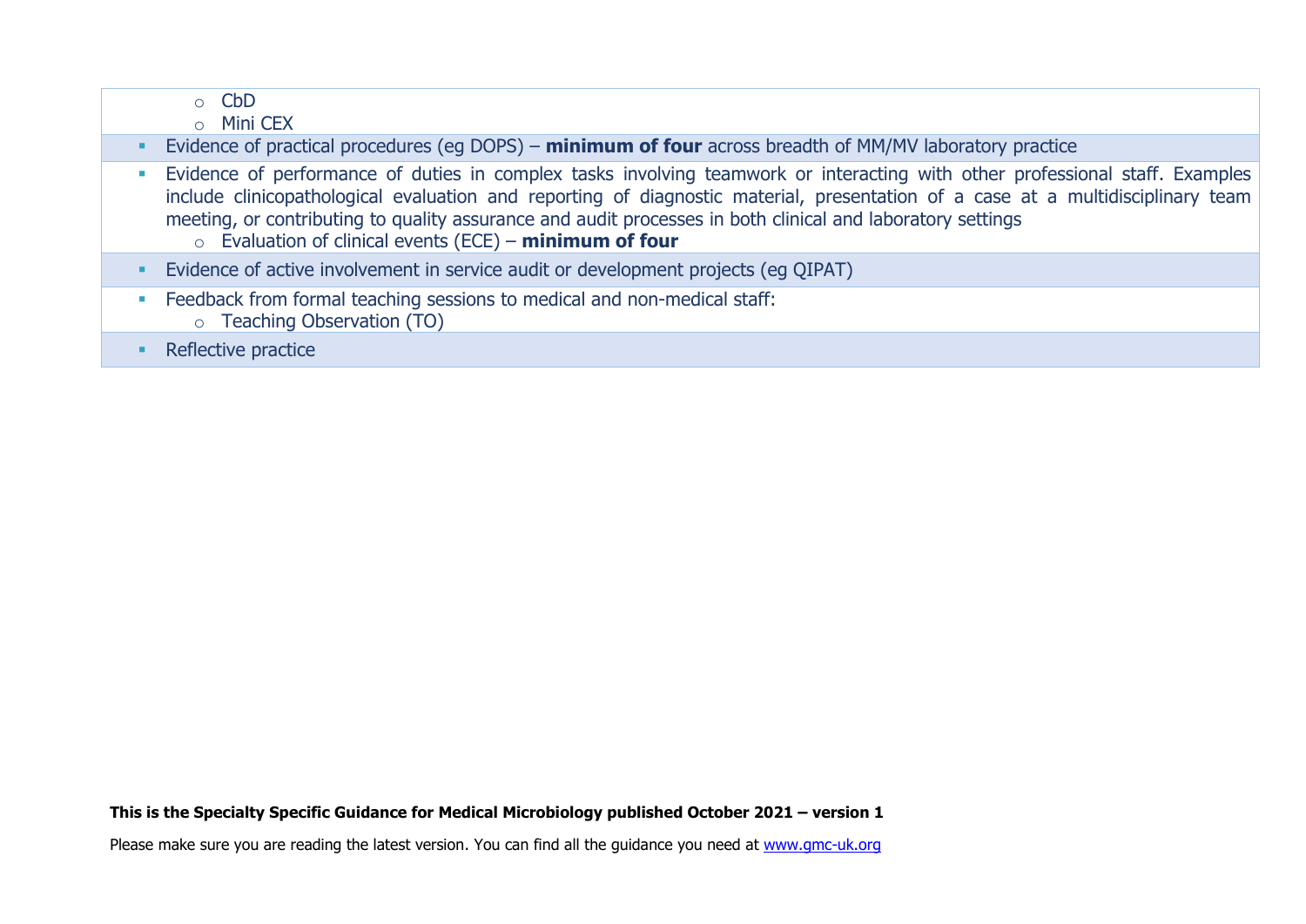- CbD
  - Mini CEX
- Evidence of practical procedures (eg DOPS) – **minimum of four** across breadth of MM/MV laboratory practice
- Evidence of performance of duties in complex tasks involving teamwork or interacting with other professional staff. Examples include clinicopathological evaluation and reporting of diagnostic material, presentation of a case at a multidisciplinary team meeting, or contributing to quality assurance and audit processes in both clinical and laboratory settings
  - Evaluation of clinical events (ECE) – **minimum of four**
- Evidence of active involvement in service audit or development projects (eg QIPAT)
- Feedback from formal teaching sessions to medical and non-medical staff:
  - Teaching Observation (TO)
- Reflective practice

**This is the Specialty Specific Guidance for Medical Microbiology published October 2021 – version 1**

Please make sure you are reading the latest version. You can find all the guidance you need at [www.gmc-uk.org](http://www.gmc-uk.org)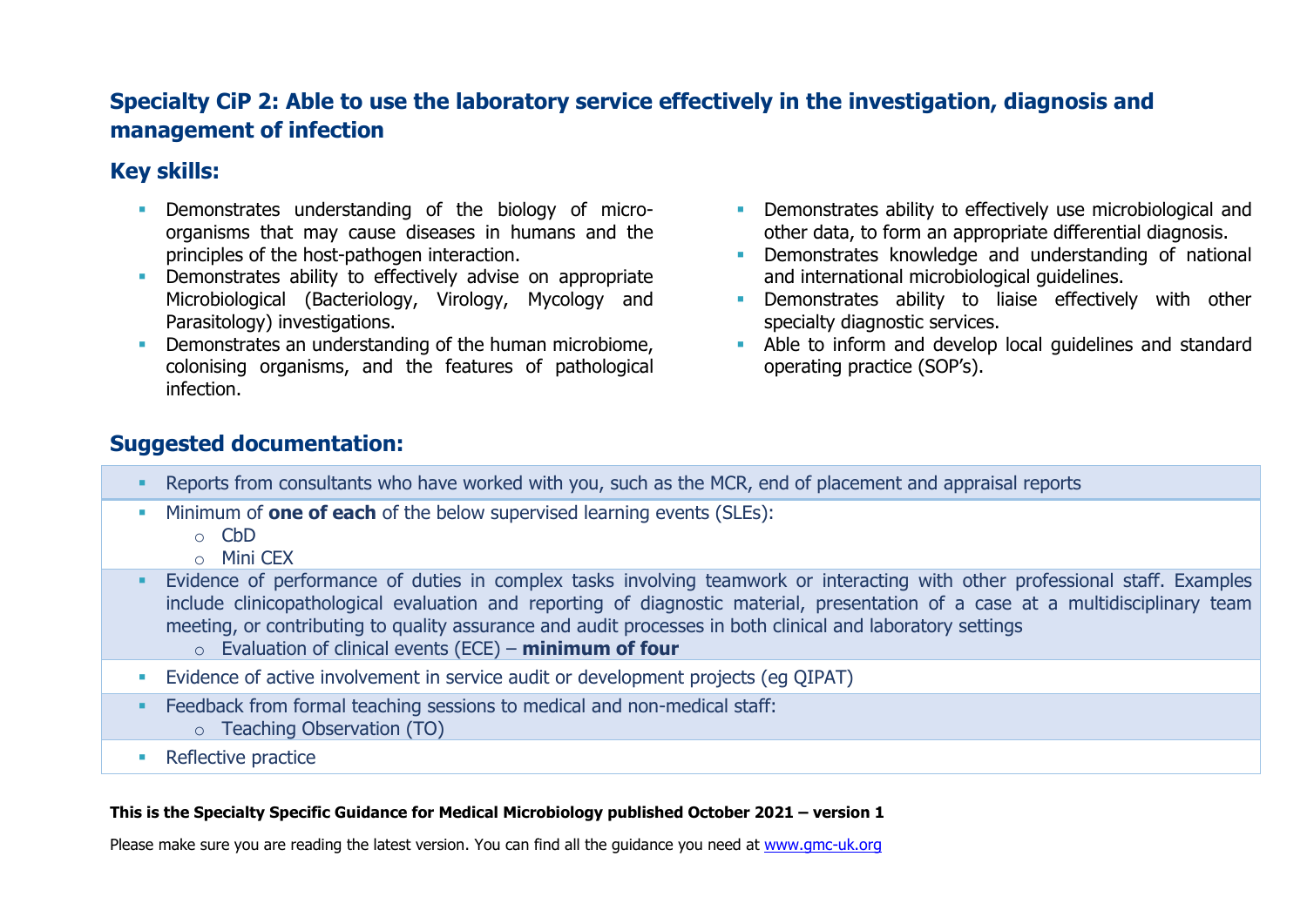## Specialty CiP 2: Able to use the laboratory service effectively in the investigation, diagnosis and management of infection

### Key skills:

- Demonstrates understanding of the biology of micro-organisms that may cause diseases in humans and the principles of the host-pathogen interaction.
- Demonstrates ability to effectively advise on appropriate Microbiological (Bacteriology, Virology, Mycology and Parasitology) investigations.
- Demonstrates an understanding of the human microbiome, colonising organisms, and the features of pathological infection.
- Demonstrates ability to effectively use microbiological and other data, to form an appropriate differential diagnosis.
- Demonstrates knowledge and understanding of national and international microbiological guidelines.
- Demonstrates ability to liaise effectively with other specialty diagnostic services.
- Able to inform and develop local guidelines and standard operating practice (SOP's).

### Suggested documentation:

- Reports from consultants who have worked with you, such as the MCR, end of placement and appraisal reports
- Minimum of **one of each** of the below supervised learning events (SLEs):
  - CbD
  - Mini CEX
- Evidence of performance of duties in complex tasks involving teamwork or interacting with other professional staff. Examples include clinicopathological evaluation and reporting of diagnostic material, presentation of a case at a multidisciplinary team meeting, or contributing to quality assurance and audit processes in both clinical and laboratory settings
  - Evaluation of clinical events (ECE) – **minimum of four**
- Evidence of active involvement in service audit or development projects (eg QIPAT)
- Feedback from formal teaching sessions to medical and non-medical staff:
  - Teaching Observation (TO)
- Reflective practice

**This is the Specialty Specific Guidance for Medical Microbiology published October 2021 – version 1**

Please make sure you are reading the latest version. You can find all the guidance you need at www.gmc-uk.org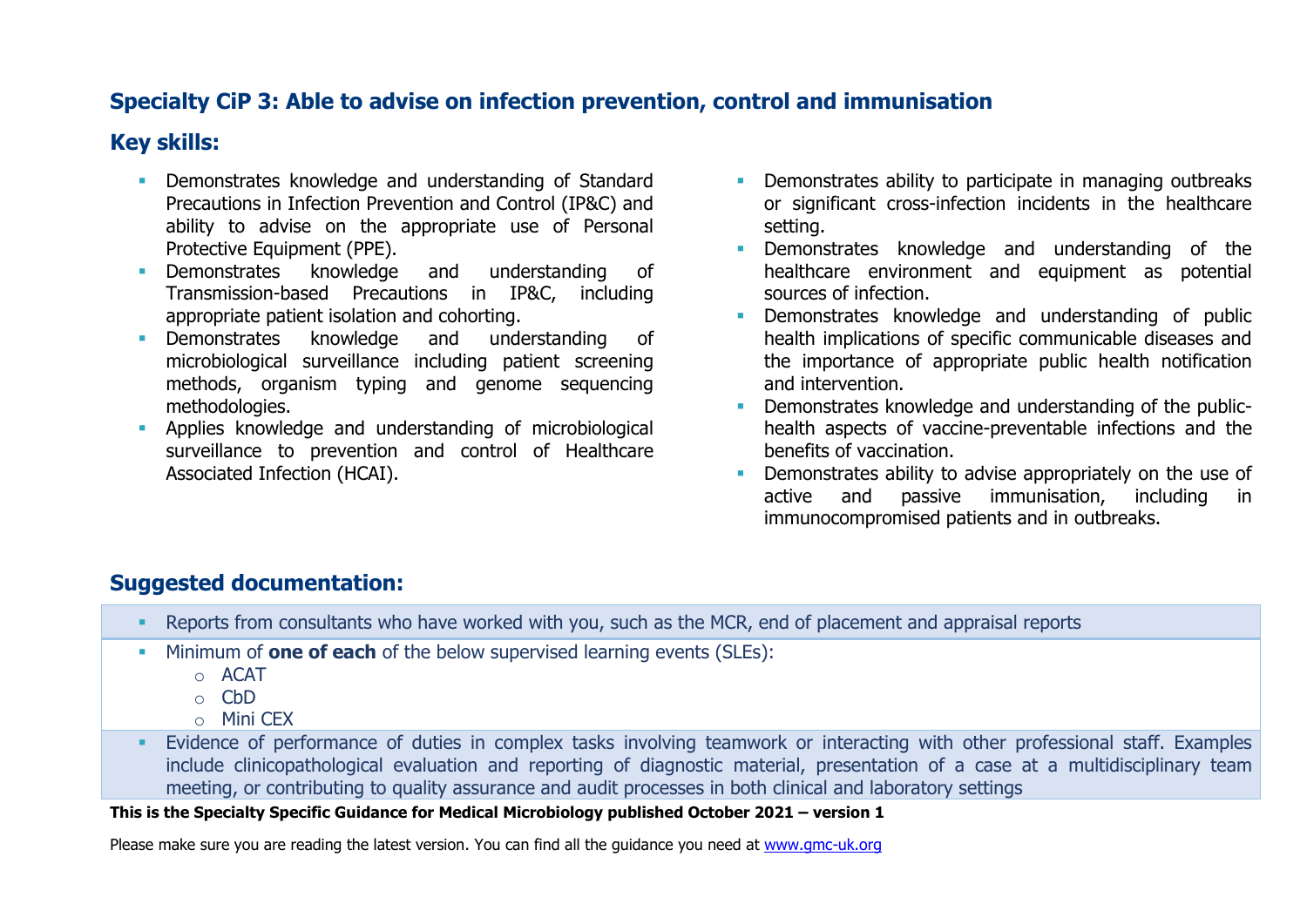## Specialty CiP 3: Able to advise on infection prevention, control and immunisation

## Key skills:

- Demonstrates knowledge and understanding of Standard Precautions in Infection Prevention and Control (IP&C) and ability to advise on the appropriate use of Personal Protective Equipment (PPE).
- Demonstrates knowledge and understanding of Transmission-based Precautions in IP&C, including appropriate patient isolation and cohorting.
- Demonstrates knowledge and understanding of microbiological surveillance including patient screening methods, organism typing and genome sequencing methodologies.
- Applies knowledge and understanding of microbiological surveillance to prevention and control of Healthcare Associated Infection (HCAI).
- Demonstrates ability to participate in managing outbreaks or significant cross-infection incidents in the healthcare setting.
- Demonstrates knowledge and understanding of the healthcare environment and equipment as potential sources of infection.
- Demonstrates knowledge and understanding of public health implications of specific communicable diseases and the importance of appropriate public health notification and intervention.
- Demonstrates knowledge and understanding of the public-health aspects of vaccine-preventable infections and the benefits of vaccination.
- Demonstrates ability to advise appropriately on the use of active and passive immunisation, including in immunocompromised patients and in outbreaks.

## Suggested documentation:

- Reports from consultants who have worked with you, such as the MCR, end of placement and appraisal reports
- Minimum of **one of each** of the below supervised learning events (SLEs):
  - ACAT
  - CbD
  - Mini CEX
- Evidence of performance of duties in complex tasks involving teamwork or interacting with other professional staff. Examples include clinicopathological evaluation and reporting of diagnostic material, presentation of a case at a multidisciplinary team meeting, or contributing to quality assurance and audit processes in both clinical and laboratory settings

**This is the Specialty Specific Guidance for Medical Microbiology published October 2021 – version 1**

Please make sure you are reading the latest version. You can find all the guidance you need at www.gmc-uk.org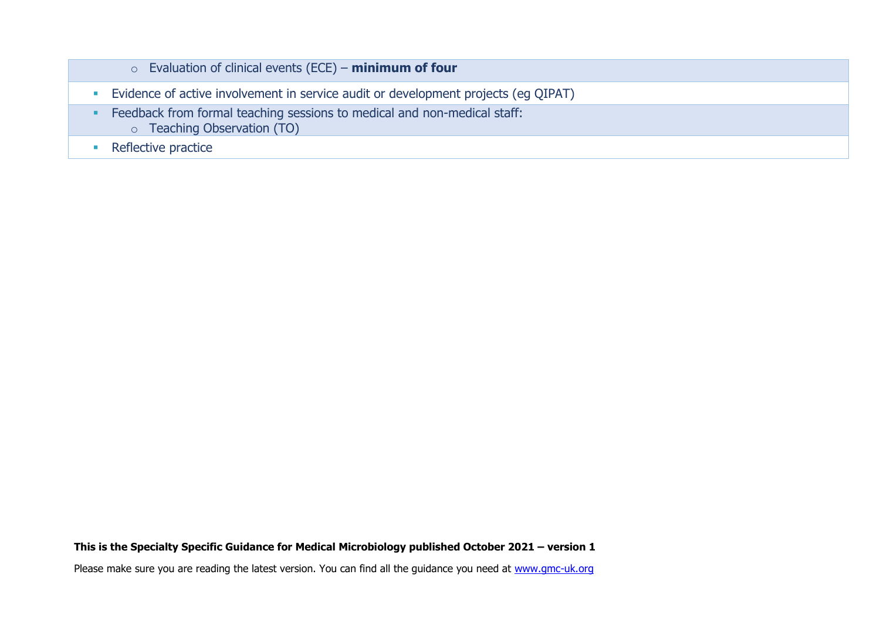- Evaluation of clinical events (ECE) – **minimum of four**

- Evidence of active involvement in service audit or development projects (eg QIPAT)
- Feedback from formal teaching sessions to medical and non-medical staff:
  - Teaching Observation (TO)
- Reflective practice

**This is the Specialty Specific Guidance for Medical Microbiology published October 2021 – version 1**

Please make sure you are reading the latest version. You can find all the guidance you need at [www.gmc-uk.org](http://www.gmc-uk.org)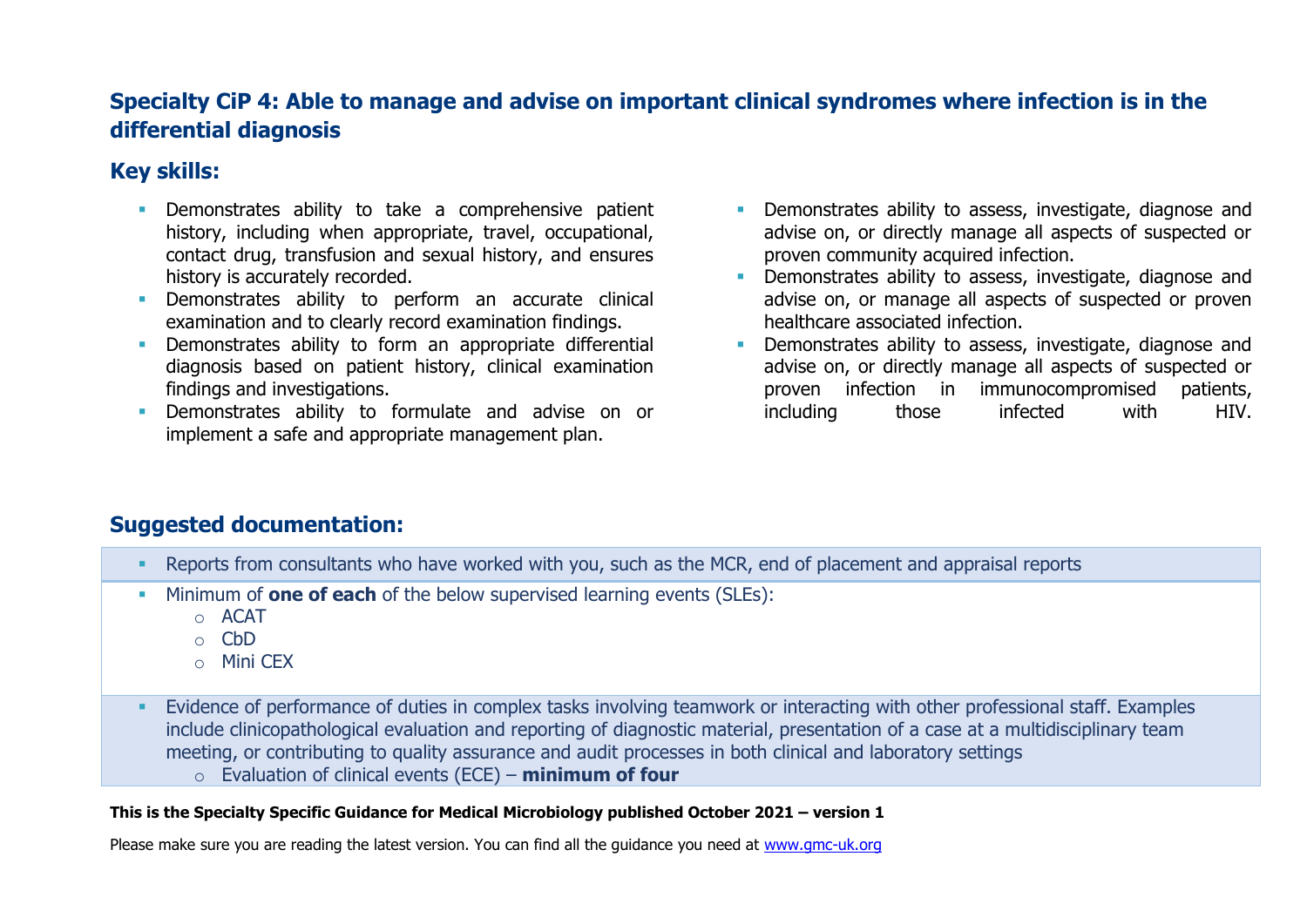## Specialty CiP 4: Able to manage and advise on important clinical syndromes where infection is in the differential diagnosis

### Key skills:

- Demonstrates ability to take a comprehensive patient history, including when appropriate, travel, occupational, contact drug, transfusion and sexual history, and ensures history is accurately recorded.
- Demonstrates ability to perform an accurate clinical examination and to clearly record examination findings.
- Demonstrates ability to form an appropriate differential diagnosis based on patient history, clinical examination findings and investigations.
- Demonstrates ability to formulate and advise on or implement a safe and appropriate management plan.
- Demonstrates ability to assess, investigate, diagnose and advise on, or directly manage all aspects of suspected or proven community acquired infection.
- Demonstrates ability to assess, investigate, diagnose and advise on, or manage all aspects of suspected or proven healthcare associated infection.
- Demonstrates ability to assess, investigate, diagnose and advise on, or directly manage all aspects of suspected or proven infection in immunocompromised patients, including those infected with HIV.

### Suggested documentation:

- Reports from consultants who have worked with you, such as the MCR, end of placement and appraisal reports
- Minimum of **one of each** of the below supervised learning events (SLEs):
  - ACAT
  - CbD
  - Mini CEX
- Evidence of performance of duties in complex tasks involving teamwork or interacting with other professional staff. Examples include clinicopathological evaluation and reporting of diagnostic material, presentation of a case at a multidisciplinary team meeting, or contributing to quality assurance and audit processes in both clinical and laboratory settings
  - Evaluation of clinical events (ECE) – **minimum of four**

**This is the Specialty Specific Guidance for Medical Microbiology published October 2021 – version 1**

Please make sure you are reading the latest version. You can find all the guidance you need at www.gmc-uk.org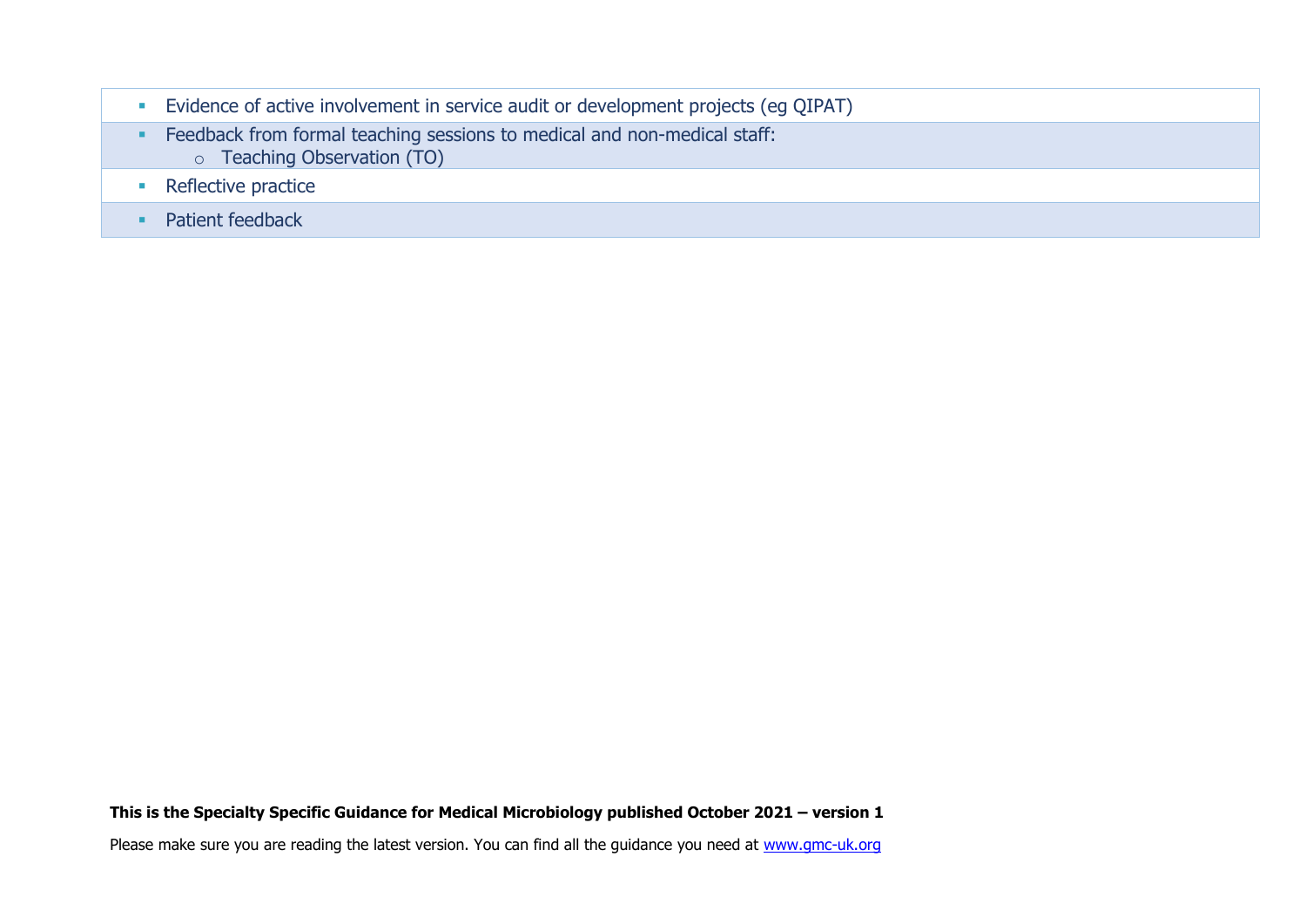| |
|---|
| - Evidence of active involvement in service audit or development projects (eg QIPAT) |
| - Feedback from formal teaching sessions to medical and non-medical staff:<br>  - Teaching Observation (TO) |
| - Reflective practice |
| - Patient feedback |

**This is the Specialty Specific Guidance for Medical Microbiology published October 2021 – version 1**

Please make sure you are reading the latest version. You can find all the guidance you need at www.gmc-uk.org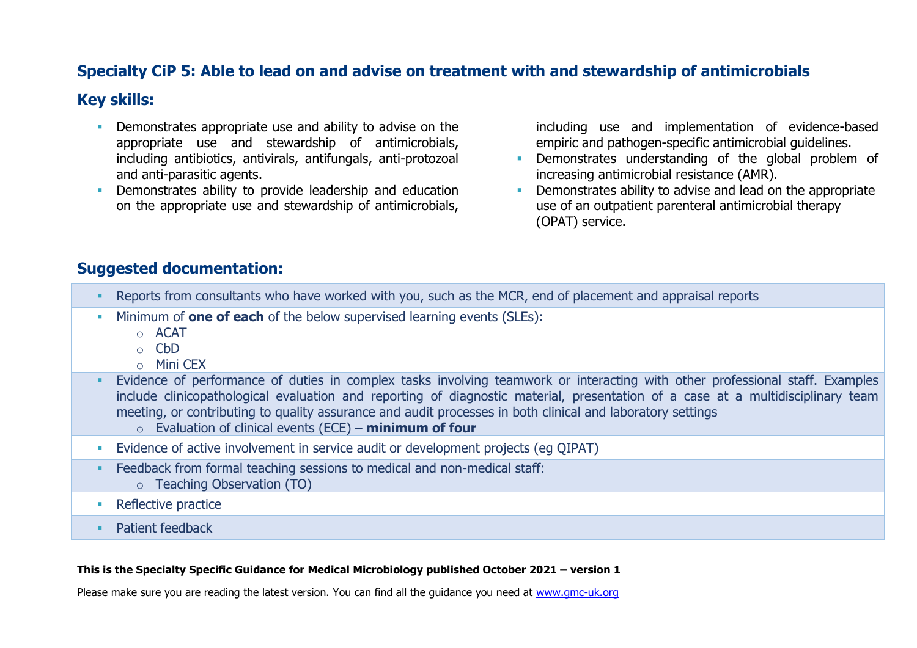## Specialty CiP 5: Able to lead on and advise on treatment with and stewardship of antimicrobials

## Key skills:

- Demonstrates appropriate use and ability to advise on the appropriate use and stewardship of antimicrobials, including antibiotics, antivirals, antifungals, anti-protozoal and anti-parasitic agents.
- Demonstrates ability to provide leadership and education on the appropriate use and stewardship of antimicrobials, including use and implementation of evidence-based empiric and pathogen-specific antimicrobial guidelines.
- Demonstrates understanding of the global problem of increasing antimicrobial resistance (AMR).
- Demonstrates ability to advise and lead on the appropriate use of an outpatient parenteral antimicrobial therapy (OPAT) service.

## Suggested documentation:

- Reports from consultants who have worked with you, such as the MCR, end of placement and appraisal reports
- Minimum of **one of each** of the below supervised learning events (SLEs):
  - ACAT
  - CbD
  - Mini CEX
- Evidence of performance of duties in complex tasks involving teamwork or interacting with other professional staff. Examples include clinicopathological evaluation and reporting of diagnostic material, presentation of a case at a multidisciplinary team meeting, or contributing to quality assurance and audit processes in both clinical and laboratory settings
  - Evaluation of clinical events (ECE) – **minimum of four**
- Evidence of active involvement in service audit or development projects (eg QIPAT)
- Feedback from formal teaching sessions to medical and non-medical staff:
  - Teaching Observation (TO)
- Reflective practice
- Patient feedback

**This is the Specialty Specific Guidance for Medical Microbiology published October 2021 – version 1**

Please make sure you are reading the latest version. You can find all the guidance you need at www.gmc-uk.org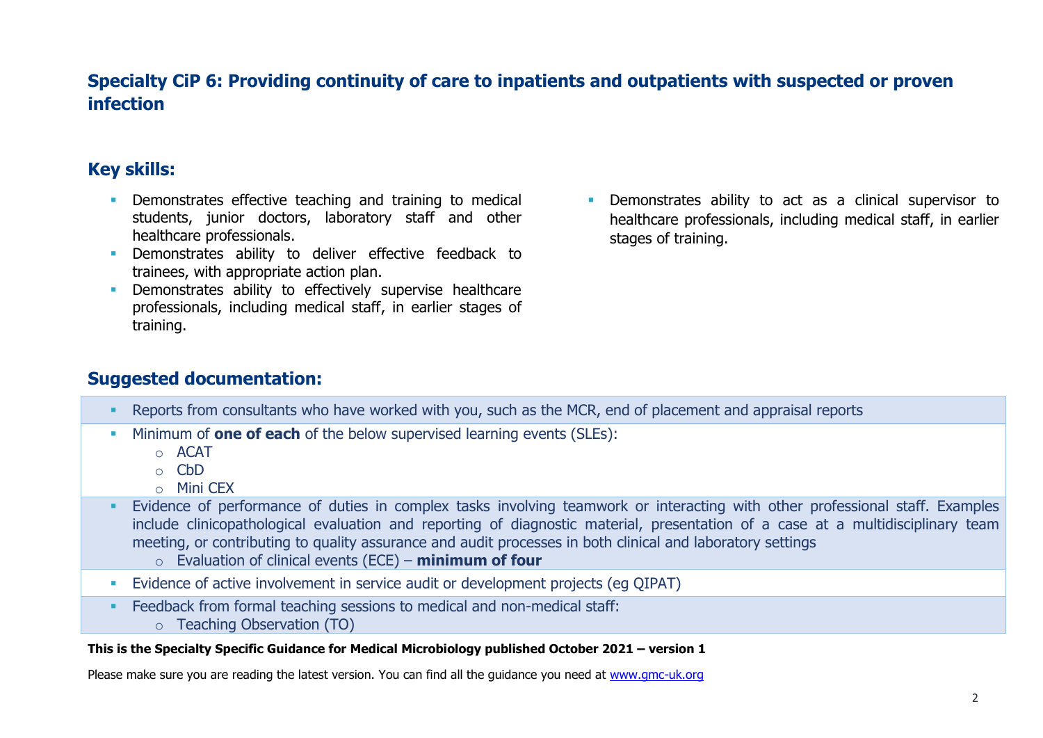## Specialty CiP 6: Providing continuity of care to inpatients and outpatients with suspected or proven infection

### Key skills:

- Demonstrates effective teaching and training to medical students, junior doctors, laboratory staff and other healthcare professionals.
- Demonstrates ability to deliver effective feedback to trainees, with appropriate action plan.
- Demonstrates ability to effectively supervise healthcare professionals, including medical staff, in earlier stages of training.
- Demonstrates ability to act as a clinical supervisor to healthcare professionals, including medical staff, in earlier stages of training.

### Suggested documentation:

- Reports from consultants who have worked with you, such as the MCR, end of placement and appraisal reports
- Minimum of **one of each** of the below supervised learning events (SLEs):
  - ACAT
  - CbD
  - Mini CEX
- Evidence of performance of duties in complex tasks involving teamwork or interacting with other professional staff. Examples include clinicopathological evaluation and reporting of diagnostic material, presentation of a case at a multidisciplinary team meeting, or contributing to quality assurance and audit processes in both clinical and laboratory settings
  - Evaluation of clinical events (ECE) – **minimum of four**
- Evidence of active involvement in service audit or development projects (eg QIPAT)
- Feedback from formal teaching sessions to medical and non-medical staff:
  - Teaching Observation (TO)

**This is the Specialty Specific Guidance for Medical Microbiology published October 2021 – version 1**

Please make sure you are reading the latest version. You can find all the guidance you need at [www.gmc-uk.org](http://www.gmc-uk.org)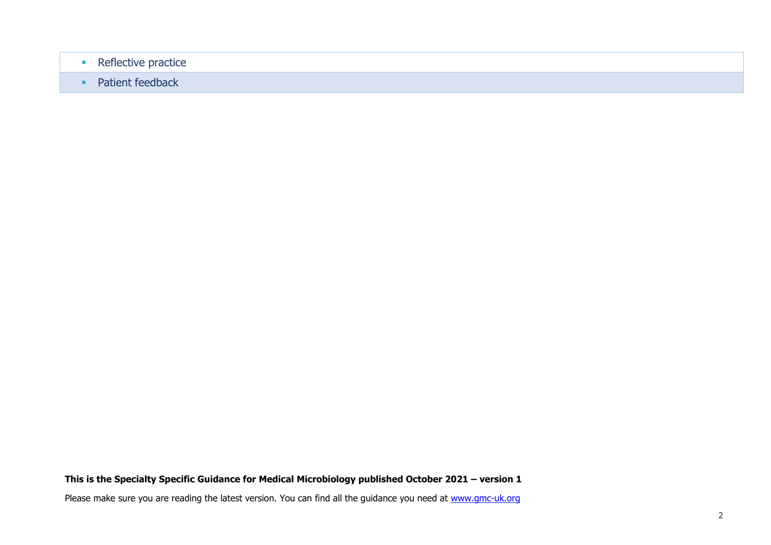- Reflective practice
- Patient feedback

**This is the Specialty Specific Guidance for Medical Microbiology published October 2021 – version 1**

Please make sure you are reading the latest version. You can find all the guidance you need at www.gmc-uk.org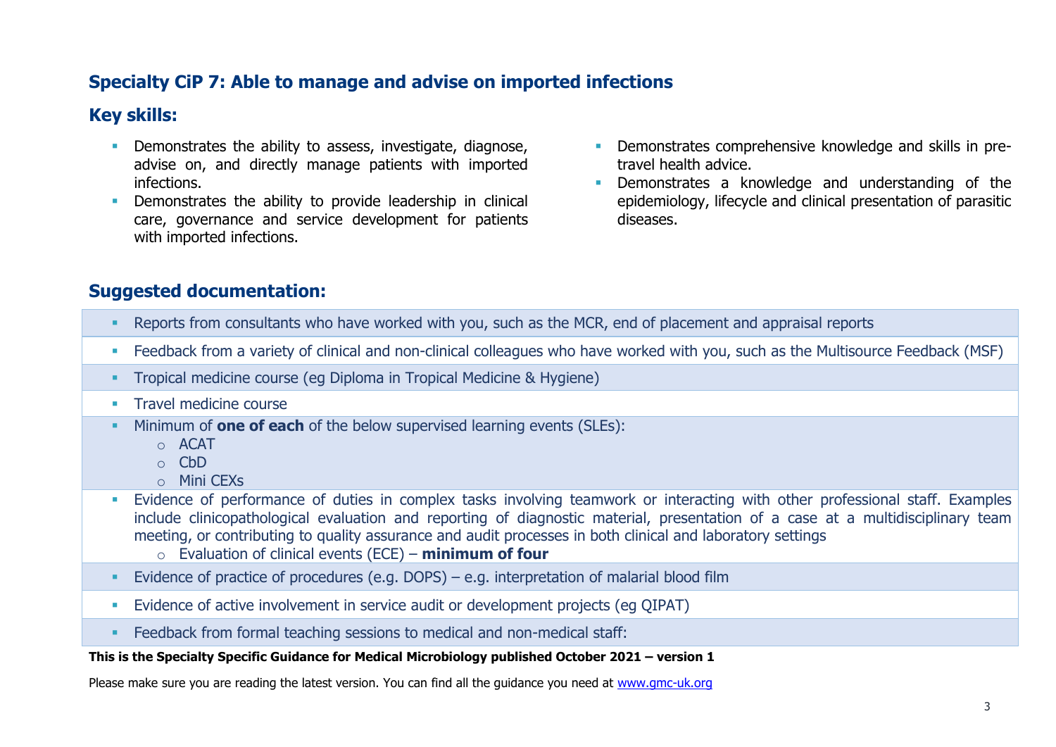## Specialty CiP 7: Able to manage and advise on imported infections

### Key skills:

- Demonstrates the ability to assess, investigate, diagnose, advise on, and directly manage patients with imported infections.
- Demonstrates the ability to provide leadership in clinical care, governance and service development for patients with imported infections.
- Demonstrates comprehensive knowledge and skills in pre-travel health advice.
- Demonstrates a knowledge and understanding of the epidemiology, lifecycle and clinical presentation of parasitic diseases.

### Suggested documentation:

- Reports from consultants who have worked with you, such as the MCR, end of placement and appraisal reports
- Feedback from a variety of clinical and non-clinical colleagues who have worked with you, such as the Multisource Feedback (MSF)
- Tropical medicine course (eg Diploma in Tropical Medicine & Hygiene)
- Travel medicine course
- Minimum of **one of each** of the below supervised learning events (SLEs):
  - ACAT
  - CbD
  - Mini CEXs
- Evidence of performance of duties in complex tasks involving teamwork or interacting with other professional staff. Examples include clinicopathological evaluation and reporting of diagnostic material, presentation of a case at a multidisciplinary team meeting, or contributing to quality assurance and audit processes in both clinical and laboratory settings
  - Evaluation of clinical events (ECE) – **minimum of four**
- Evidence of practice of procedures (e.g. DOPS) – e.g. interpretation of malarial blood film
- Evidence of active involvement in service audit or development projects (eg QIPAT)
- Feedback from formal teaching sessions to medical and non-medical staff:

**This is the Specialty Specific Guidance for Medical Microbiology published October 2021 – version 1**

Please make sure you are reading the latest version. You can find all the guidance you need at www.gmc-uk.org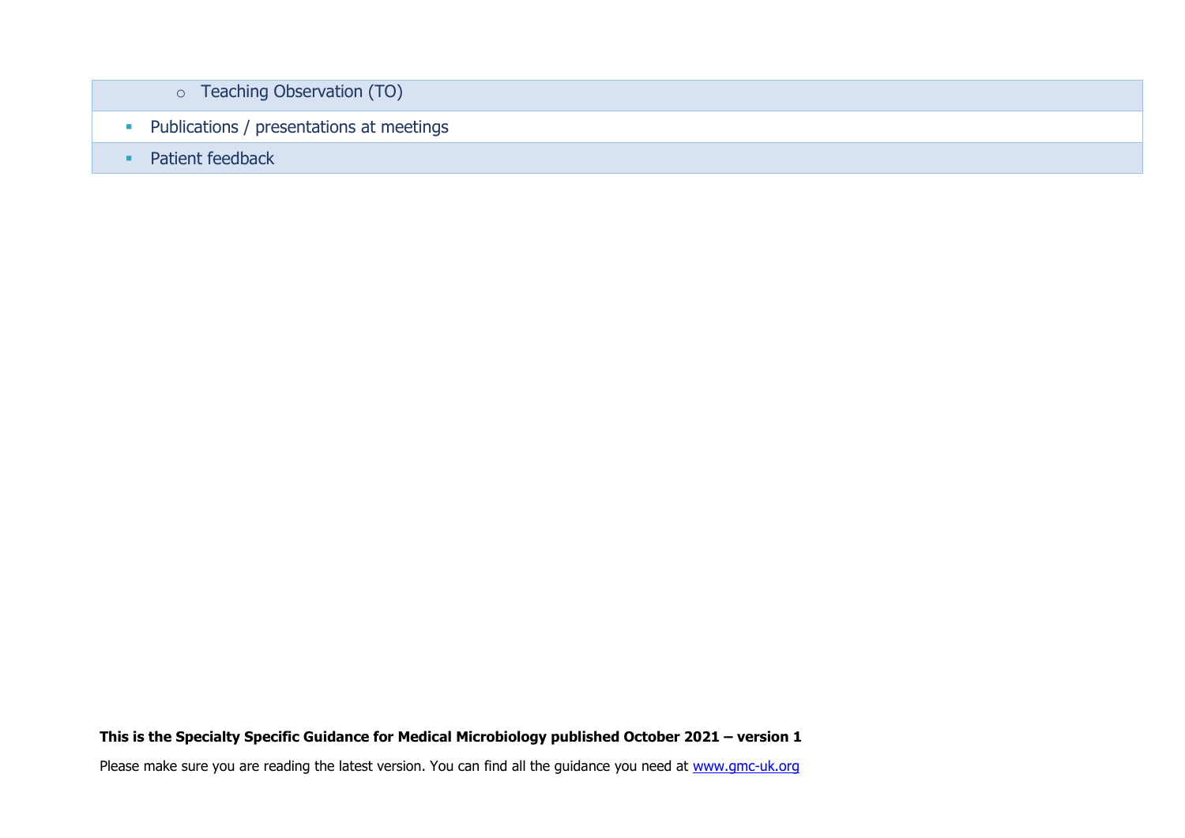- Teaching Observation (TO)

- Publications / presentations at meetings
- Patient feedback

**This is the Specialty Specific Guidance for Medical Microbiology published October 2021 – version 1**

Please make sure you are reading the latest version. You can find all the guidance you need at www.gmc-uk.org